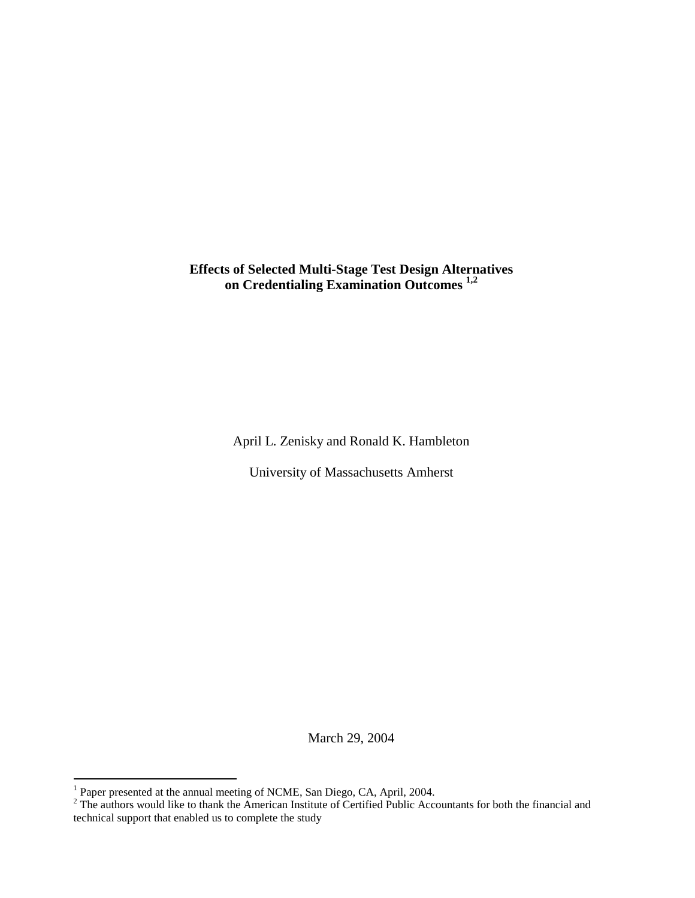# Effects of Selected Multi-Stage Test Design Alternatives on Credentialing Examination Outcomes [1,2]

April L. Zenisky and Ronald K. Hambleton

University of Massachusetts Amherst

March 29, 2004

---

[1] Paper presented at the annual meeting of NCME, San Diego, CA, April, 2004.

[2] The authors would like to thank the American Institute of Certified Public Accountants for both the financial and technical support that enabled us to complete the study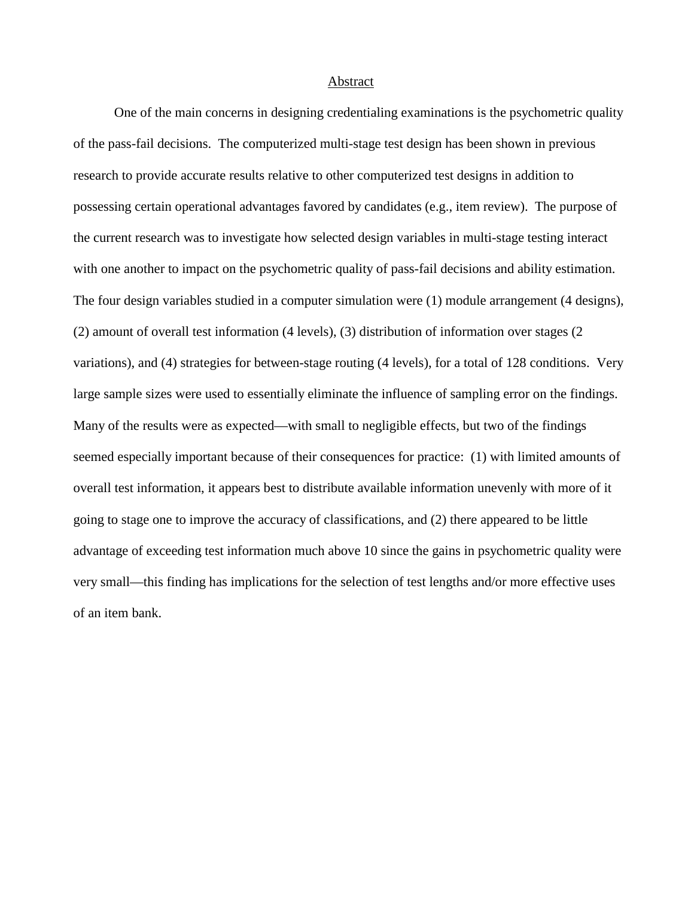## Abstract

One of the main concerns in designing credentialing examinations is the psychometric quality of the pass-fail decisions. The computerized multi-stage test design has been shown in previous research to provide accurate results relative to other computerized test designs in addition to possessing certain operational advantages favored by candidates (e.g., item review). The purpose of the current research was to investigate how selected design variables in multi-stage testing interact with one another to impact on the psychometric quality of pass-fail decisions and ability estimation. The four design variables studied in a computer simulation were (1) module arrangement (4 designs), (2) amount of overall test information (4 levels), (3) distribution of information over stages (2 variations), and (4) strategies for between-stage routing (4 levels), for a total of 128 conditions. Very large sample sizes were used to essentially eliminate the influence of sampling error on the findings. Many of the results were as expected—with small to negligible effects, but two of the findings seemed especially important because of their consequences for practice: (1) with limited amounts of overall test information, it appears best to distribute available information unevenly with more of it going to stage one to improve the accuracy of classifications, and (2) there appeared to be little advantage of exceeding test information much above 10 since the gains in psychometric quality were very small—this finding has implications for the selection of test lengths and/or more effective uses of an item bank.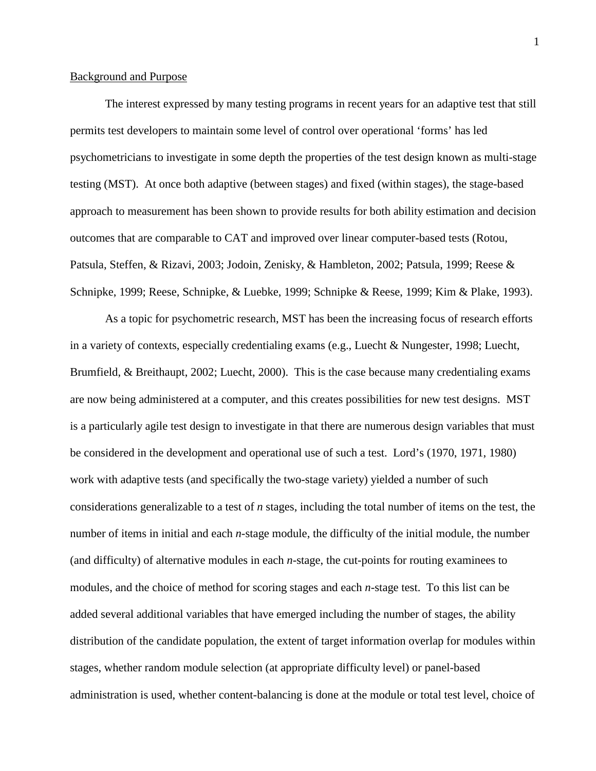Background and Purpose

The interest expressed by many testing programs in recent years for an adaptive test that still permits test developers to maintain some level of control over operational 'forms' has led psychometricians to investigate in some depth the properties of the test design known as multi-stage testing (MST). At once both adaptive (between stages) and fixed (within stages), the stage-based approach to measurement has been shown to provide results for both ability estimation and decision outcomes that are comparable to CAT and improved over linear computer-based tests (Rotou, Patsula, Steffen, & Rizavi, 2003; Jodoin, Zenisky, & Hambleton, 2002; Patsula, 1999; Reese & Schnipke, 1999; Reese, Schnipke, & Luebke, 1999; Schnipke & Reese, 1999; Kim & Plake, 1993).

As a topic for psychometric research, MST has been the increasing focus of research efforts in a variety of contexts, especially credentialing exams (e.g., Luecht & Nungester, 1998; Luecht, Brumfield, & Breithaupt, 2002; Luecht, 2000). This is the case because many credentialing exams are now being administered at a computer, and this creates possibilities for new test designs. MST is a particularly agile test design to investigate in that there are numerous design variables that must be considered in the development and operational use of such a test. Lord's (1970, 1971, 1980) work with adaptive tests (and specifically the two-stage variety) yielded a number of such considerations generalizable to a test of *n* stages, including the total number of items on the test, the number of items in initial and each *n*-stage module, the difficulty of the initial module, the number (and difficulty) of alternative modules in each *n*-stage, the cut-points for routing examinees to modules, and the choice of method for scoring stages and each *n*-stage test. To this list can be added several additional variables that have emerged including the number of stages, the ability distribution of the candidate population, the extent of target information overlap for modules within stages, whether random module selection (at appropriate difficulty level) or panel-based administration is used, whether content-balancing is done at the module or total test level, choice of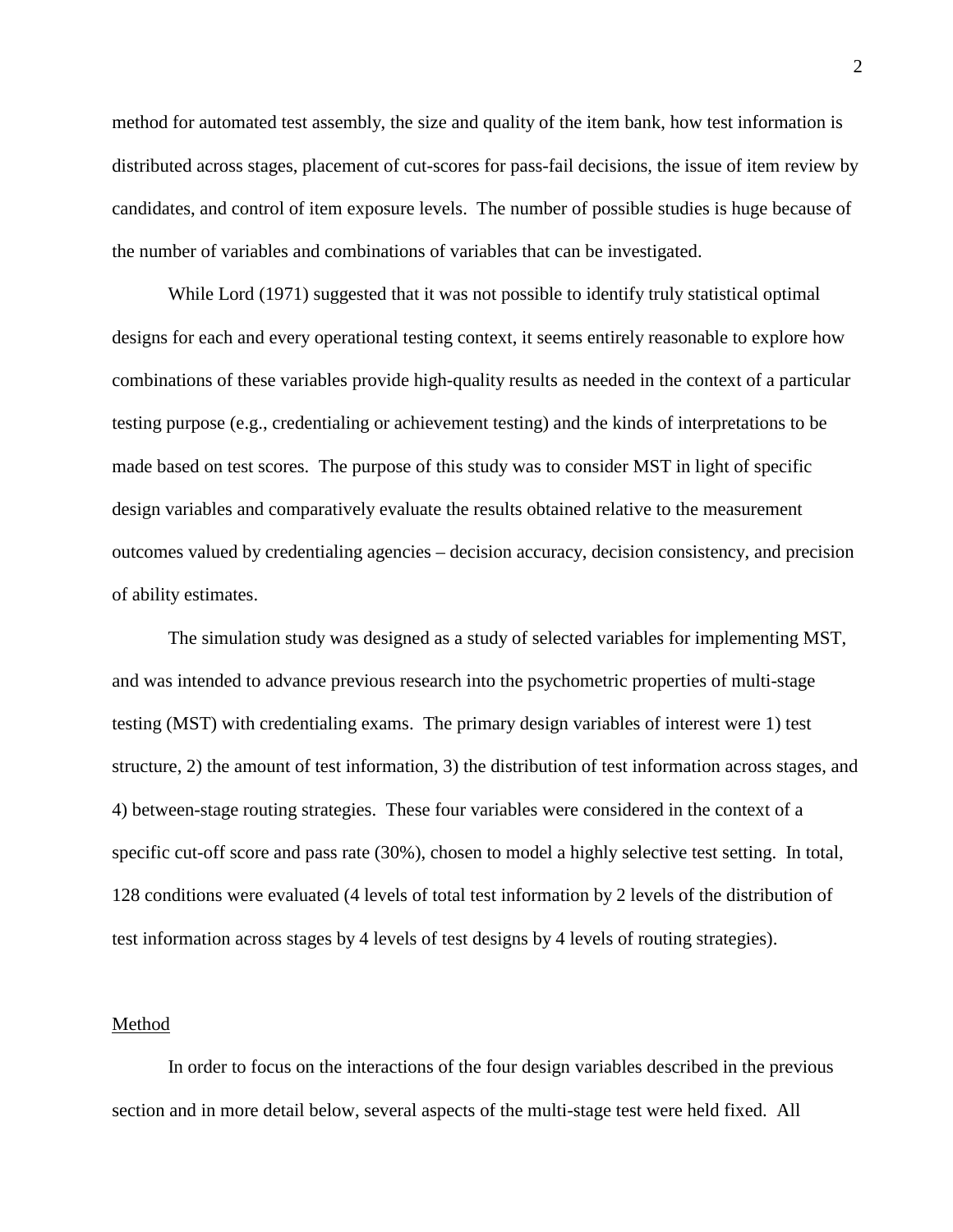method for automated test assembly, the size and quality of the item bank, how test information is distributed across stages, placement of cut-scores for pass-fail decisions, the issue of item review by candidates, and control of item exposure levels. The number of possible studies is huge because of the number of variables and combinations of variables that can be investigated.

While Lord (1971) suggested that it was not possible to identify truly statistical optimal designs for each and every operational testing context, it seems entirely reasonable to explore how combinations of these variables provide high-quality results as needed in the context of a particular testing purpose (e.g., credentialing or achievement testing) and the kinds of interpretations to be made based on test scores. The purpose of this study was to consider MST in light of specific design variables and comparatively evaluate the results obtained relative to the measurement outcomes valued by credentialing agencies – decision accuracy, decision consistency, and precision of ability estimates.

The simulation study was designed as a study of selected variables for implementing MST, and was intended to advance previous research into the psychometric properties of multi-stage testing (MST) with credentialing exams. The primary design variables of interest were 1) test structure, 2) the amount of test information, 3) the distribution of test information across stages, and 4) between-stage routing strategies. These four variables were considered in the context of a specific cut-off score and pass rate (30%), chosen to model a highly selective test setting. In total, 128 conditions were evaluated (4 levels of total test information by 2 levels of the distribution of test information across stages by 4 levels of test designs by 4 levels of routing strategies).

## Method

In order to focus on the interactions of the four design variables described in the previous section and in more detail below, several aspects of the multi-stage test were held fixed. All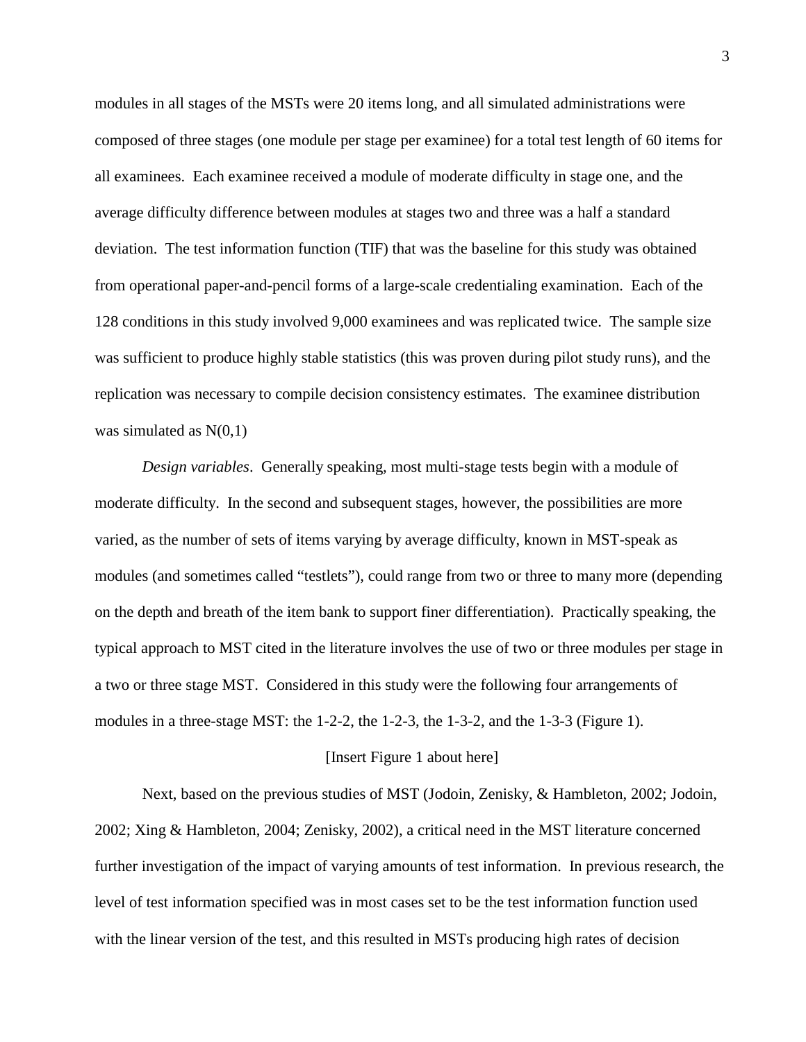modules in all stages of the MSTs were 20 items long, and all simulated administrations were composed of three stages (one module per stage per examinee) for a total test length of 60 items for all examinees. Each examinee received a module of moderate difficulty in stage one, and the average difficulty difference between modules at stages two and three was a half a standard deviation. The test information function (TIF) that was the baseline for this study was obtained from operational paper-and-pencil forms of a large-scale credentialing examination. Each of the 128 conditions in this study involved 9,000 examinees and was replicated twice. The sample size was sufficient to produce highly stable statistics (this was proven during pilot study runs), and the replication was necessary to compile decision consistency estimates. The examinee distribution was simulated as N(0,1)

*Design variables*. Generally speaking, most multi-stage tests begin with a module of moderate difficulty. In the second and subsequent stages, however, the possibilities are more varied, as the number of sets of items varying by average difficulty, known in MST-speak as modules (and sometimes called "testlets"), could range from two or three to many more (depending on the depth and breath of the item bank to support finer differentiation). Practically speaking, the typical approach to MST cited in the literature involves the use of two or three modules per stage in a two or three stage MST. Considered in this study were the following four arrangements of modules in a three-stage MST: the 1-2-2, the 1-2-3, the 1-3-2, and the 1-3-3 (Figure 1).

[Insert Figure 1 about here]

Next, based on the previous studies of MST (Jodoin, Zenisky, & Hambleton, 2002; Jodoin, 2002; Xing & Hambleton, 2004; Zenisky, 2002), a critical need in the MST literature concerned further investigation of the impact of varying amounts of test information. In previous research, the level of test information specified was in most cases set to be the test information function used with the linear version of the test, and this resulted in MSTs producing high rates of decision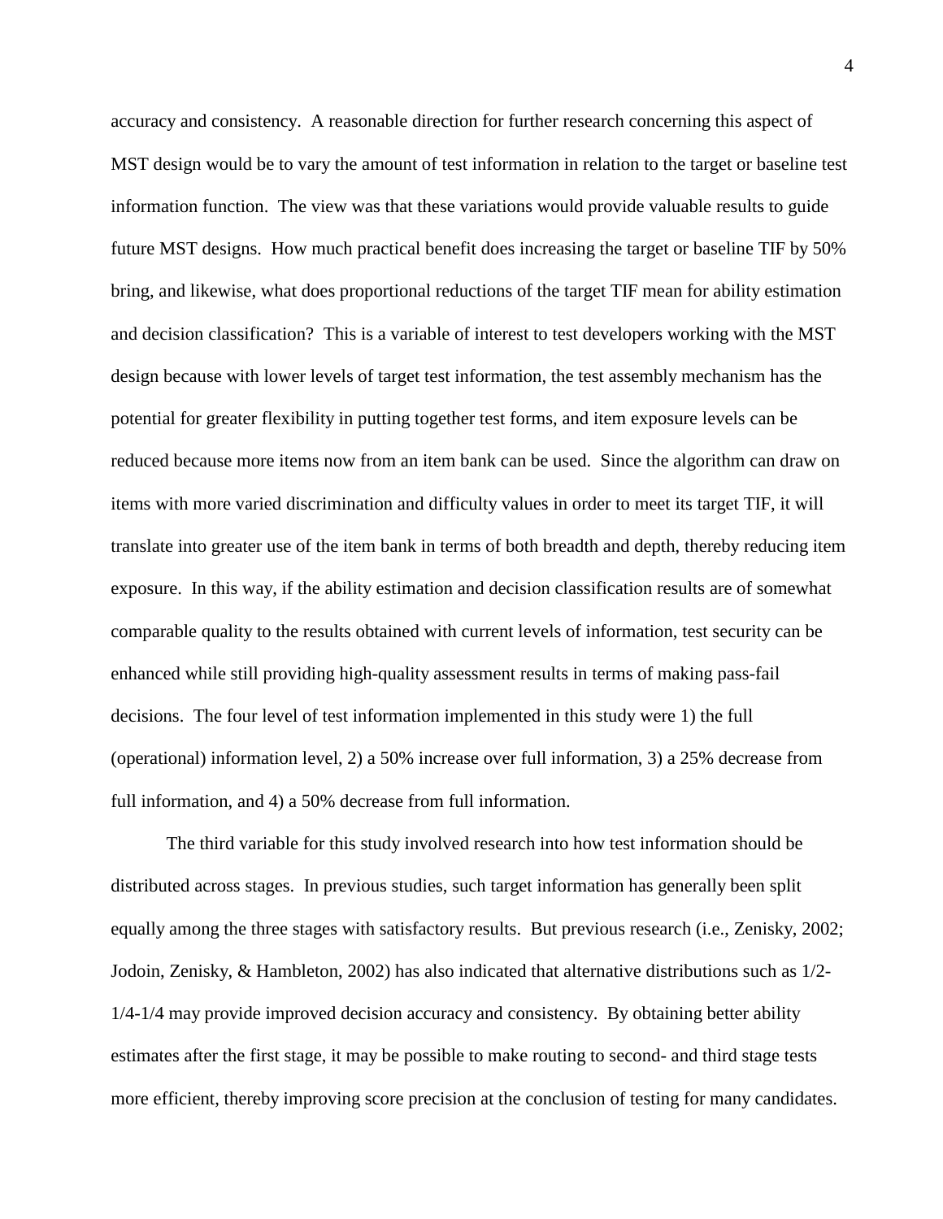accuracy and consistency. A reasonable direction for further research concerning this aspect of MST design would be to vary the amount of test information in relation to the target or baseline test information function. The view was that these variations would provide valuable results to guide future MST designs. How much practical benefit does increasing the target or baseline TIF by 50% bring, and likewise, what does proportional reductions of the target TIF mean for ability estimation and decision classification? This is a variable of interest to test developers working with the MST design because with lower levels of target test information, the test assembly mechanism has the potential for greater flexibility in putting together test forms, and item exposure levels can be reduced because more items now from an item bank can be used. Since the algorithm can draw on items with more varied discrimination and difficulty values in order to meet its target TIF, it will translate into greater use of the item bank in terms of both breadth and depth, thereby reducing item exposure. In this way, if the ability estimation and decision classification results are of somewhat comparable quality to the results obtained with current levels of information, test security can be enhanced while still providing high-quality assessment results in terms of making pass-fail decisions. The four level of test information implemented in this study were 1) the full (operational) information level, 2) a 50% increase over full information, 3) a 25% decrease from full information, and 4) a 50% decrease from full information.

The third variable for this study involved research into how test information should be distributed across stages. In previous studies, such target information has generally been split equally among the three stages with satisfactory results. But previous research (i.e., Zenisky, 2002; Jodoin, Zenisky, & Hambleton, 2002) has also indicated that alternative distributions such as 1/2-1/4-1/4 may provide improved decision accuracy and consistency. By obtaining better ability estimates after the first stage, it may be possible to make routing to second- and third stage tests more efficient, thereby improving score precision at the conclusion of testing for many candidates.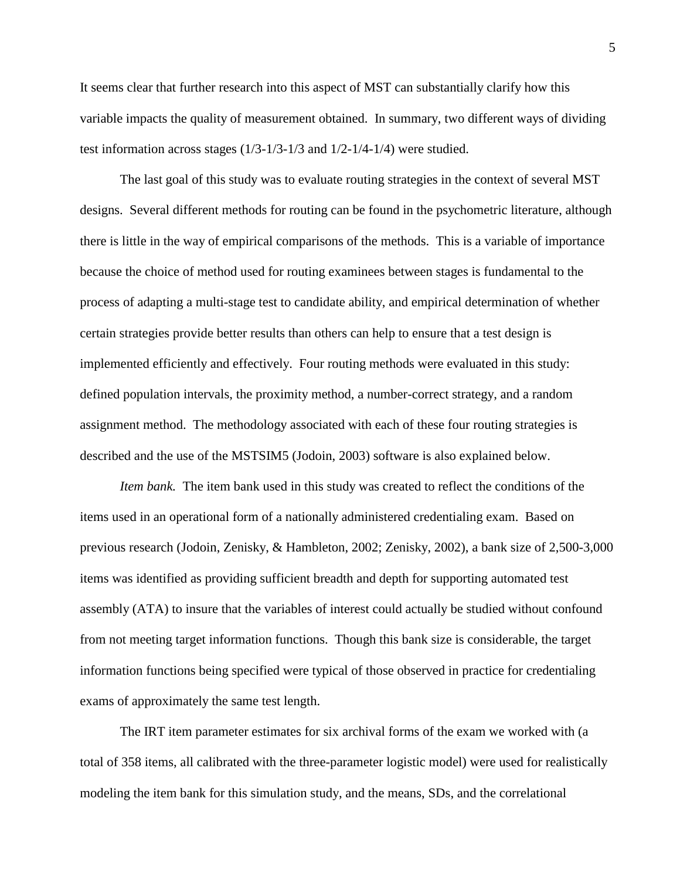It seems clear that further research into this aspect of MST can substantially clarify how this variable impacts the quality of measurement obtained. In summary, two different ways of dividing test information across stages (1/3-1/3-1/3 and 1/2-1/4-1/4) were studied.

The last goal of this study was to evaluate routing strategies in the context of several MST designs. Several different methods for routing can be found in the psychometric literature, although there is little in the way of empirical comparisons of the methods. This is a variable of importance because the choice of method used for routing examinees between stages is fundamental to the process of adapting a multi-stage test to candidate ability, and empirical determination of whether certain strategies provide better results than others can help to ensure that a test design is implemented efficiently and effectively. Four routing methods were evaluated in this study: defined population intervals, the proximity method, a number-correct strategy, and a random assignment method. The methodology associated with each of these four routing strategies is described and the use of the MSTSIM5 (Jodoin, 2003) software is also explained below.

*Item bank.* The item bank used in this study was created to reflect the conditions of the items used in an operational form of a nationally administered credentialing exam. Based on previous research (Jodoin, Zenisky, & Hambleton, 2002; Zenisky, 2002), a bank size of 2,500-3,000 items was identified as providing sufficient breadth and depth for supporting automated test assembly (ATA) to insure that the variables of interest could actually be studied without confound from not meeting target information functions. Though this bank size is considerable, the target information functions being specified were typical of those observed in practice for credentialing exams of approximately the same test length.

The IRT item parameter estimates for six archival forms of the exam we worked with (a total of 358 items, all calibrated with the three-parameter logistic model) were used for realistically modeling the item bank for this simulation study, and the means, SDs, and the correlational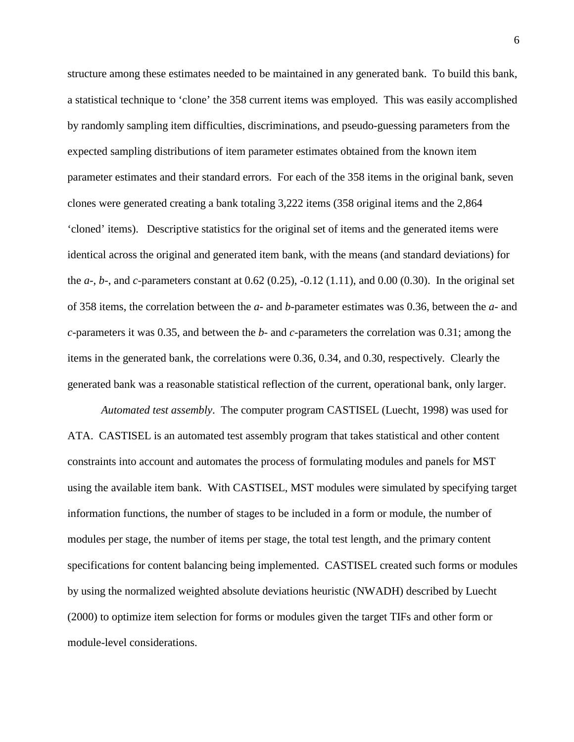structure among these estimates needed to be maintained in any generated bank. To build this bank, a statistical technique to 'clone' the 358 current items was employed. This was easily accomplished by randomly sampling item difficulties, discriminations, and pseudo-guessing parameters from the expected sampling distributions of item parameter estimates obtained from the known item parameter estimates and their standard errors. For each of the 358 items in the original bank, seven clones were generated creating a bank totaling 3,222 items (358 original items and the 2,864 'cloned' items). Descriptive statistics for the original set of items and the generated items were identical across the original and generated item bank, with the means (and standard deviations) for the *a*-, *b*-, and *c*-parameters constant at 0.62 (0.25), -0.12 (1.11), and 0.00 (0.30). In the original set of 358 items, the correlation between the *a*- and *b*-parameter estimates was 0.36, between the *a*- and *c*-parameters it was 0.35, and between the *b*- and *c*-parameters the correlation was 0.31; among the items in the generated bank, the correlations were 0.36, 0.34, and 0.30, respectively. Clearly the generated bank was a reasonable statistical reflection of the current, operational bank, only larger.

*Automated test assembly*. The computer program CASTISEL (Luecht, 1998) was used for ATA. CASTISEL is an automated test assembly program that takes statistical and other content constraints into account and automates the process of formulating modules and panels for MST using the available item bank. With CASTISEL, MST modules were simulated by specifying target information functions, the number of stages to be included in a form or module, the number of modules per stage, the number of items per stage, the total test length, and the primary content specifications for content balancing being implemented. CASTISEL created such forms or modules by using the normalized weighted absolute deviations heuristic (NWADH) described by Luecht (2000) to optimize item selection for forms or modules given the target TIFs and other form or module-level considerations.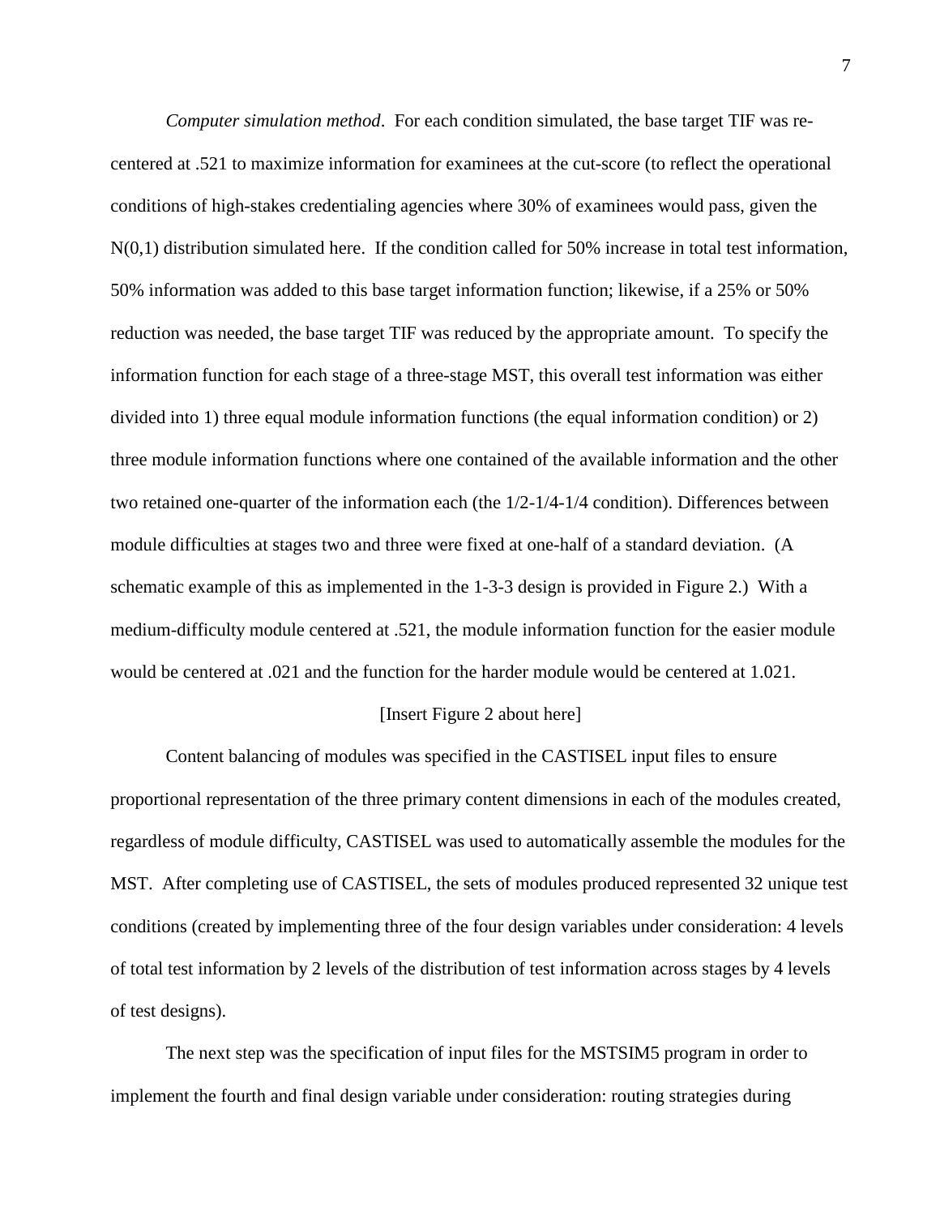*Computer simulation method*. For each condition simulated, the base target TIF was re-centered at .521 to maximize information for examinees at the cut-score (to reflect the operational conditions of high-stakes credentialing agencies where 30% of examinees would pass, given the N(0,1) distribution simulated here. If the condition called for 50% increase in total test information, 50% information was added to this base target information function; likewise, if a 25% or 50% reduction was needed, the base target TIF was reduced by the appropriate amount. To specify the information function for each stage of a three-stage MST, this overall test information was either divided into 1) three equal module information functions (the equal information condition) or 2) three module information functions where one contained of the available information and the other two retained one-quarter of the information each (the 1/2-1/4-1/4 condition). Differences between module difficulties at stages two and three were fixed at one-half of a standard deviation. (A schematic example of this as implemented in the 1-3-3 design is provided in Figure 2.) With a medium-difficulty module centered at .521, the module information function for the easier module would be centered at .021 and the function for the harder module would be centered at 1.021.

[Insert Figure 2 about here]

Content balancing of modules was specified in the CASTISEL input files to ensure proportional representation of the three primary content dimensions in each of the modules created, regardless of module difficulty, CASTISEL was used to automatically assemble the modules for the MST. After completing use of CASTISEL, the sets of modules produced represented 32 unique test conditions (created by implementing three of the four design variables under consideration: 4 levels of total test information by 2 levels of the distribution of test information across stages by 4 levels of test designs).

The next step was the specification of input files for the MSTSIM5 program in order to implement the fourth and final design variable under consideration: routing strategies during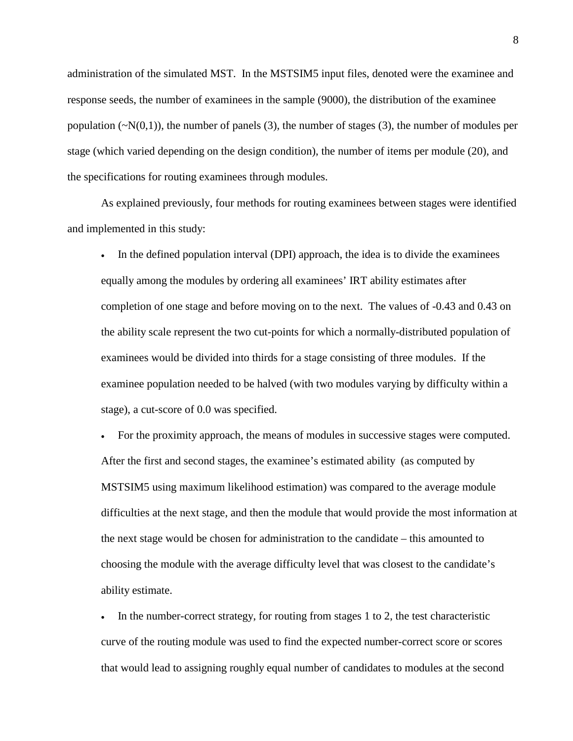administration of the simulated MST. In the MSTSIM5 input files, denoted were the examinee and response seeds, the number of examinees in the sample (9000), the distribution of the examinee population (~N(0,1)), the number of panels (3), the number of stages (3), the number of modules per stage (which varied depending on the design condition), the number of items per module (20), and the specifications for routing examinees through modules.

As explained previously, four methods for routing examinees between stages were identified and implemented in this study:

- In the defined population interval (DPI) approach, the idea is to divide the examinees equally among the modules by ordering all examinees' IRT ability estimates after completion of one stage and before moving on to the next. The values of -0.43 and 0.43 on the ability scale represent the two cut-points for which a normally-distributed population of examinees would be divided into thirds for a stage consisting of three modules. If the examinee population needed to be halved (with two modules varying by difficulty within a stage), a cut-score of 0.0 was specified.
- For the proximity approach, the means of modules in successive stages were computed. After the first and second stages, the examinee's estimated ability (as computed by MSTSIM5 using maximum likelihood estimation) was compared to the average module difficulties at the next stage, and then the module that would provide the most information at the next stage would be chosen for administration to the candidate – this amounted to choosing the module with the average difficulty level that was closest to the candidate's ability estimate.
- In the number-correct strategy, for routing from stages 1 to 2, the test characteristic curve of the routing module was used to find the expected number-correct score or scores that would lead to assigning roughly equal number of candidates to modules at the second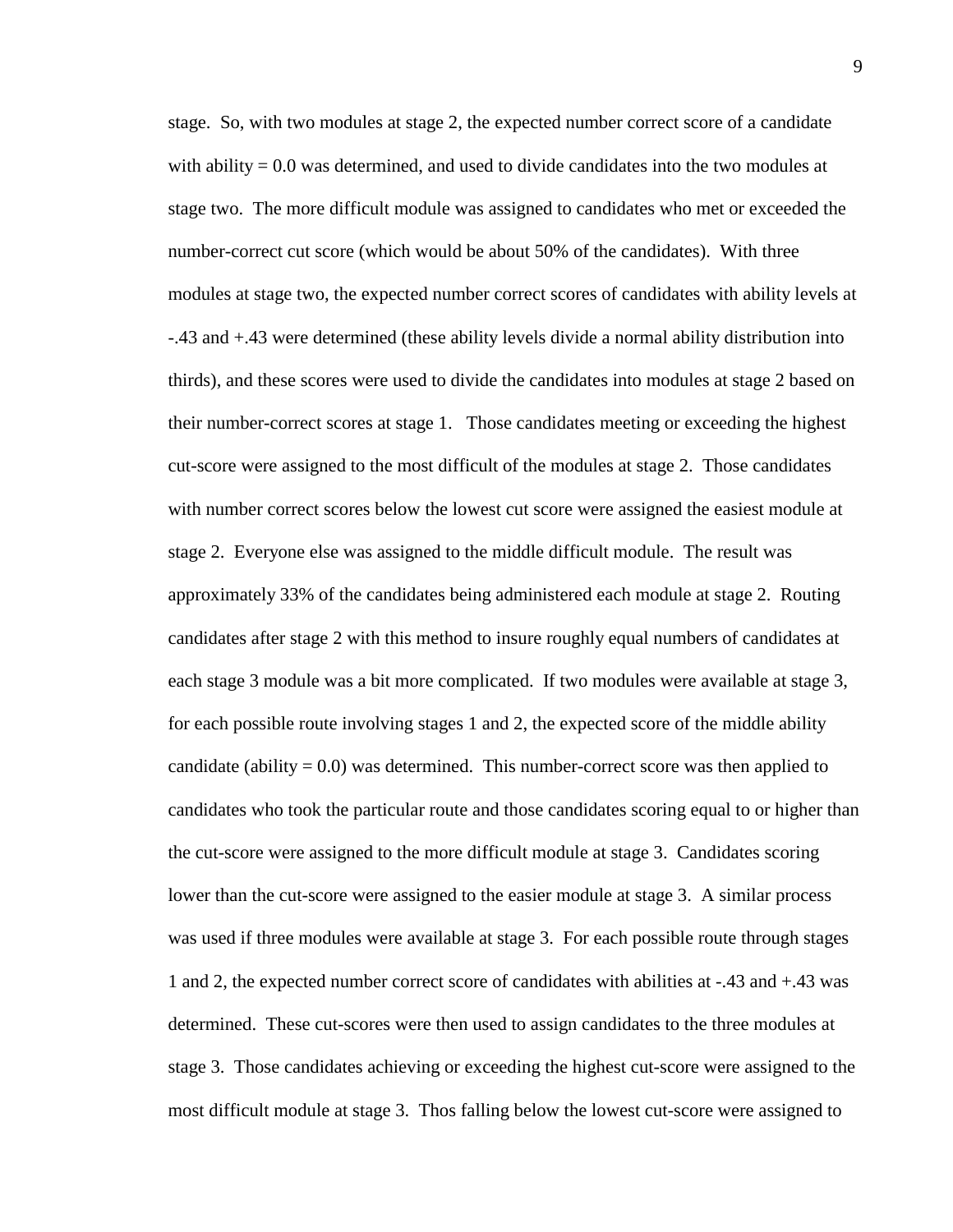stage. So, with two modules at stage 2, the expected number correct score of a candidate with ability = 0.0 was determined, and used to divide candidates into the two modules at stage two. The more difficult module was assigned to candidates who met or exceeded the number-correct cut score (which would be about 50% of the candidates). With three modules at stage two, the expected number correct scores of candidates with ability levels at -.43 and +.43 were determined (these ability levels divide a normal ability distribution into thirds), and these scores were used to divide the candidates into modules at stage 2 based on their number-correct scores at stage 1. Those candidates meeting or exceeding the highest cut-score were assigned to the most difficult of the modules at stage 2. Those candidates with number correct scores below the lowest cut score were assigned the easiest module at stage 2. Everyone else was assigned to the middle difficult module. The result was approximately 33% of the candidates being administered each module at stage 2. Routing candidates after stage 2 with this method to insure roughly equal numbers of candidates at each stage 3 module was a bit more complicated. If two modules were available at stage 3, for each possible route involving stages 1 and 2, the expected score of the middle ability candidate (ability = 0.0) was determined. This number-correct score was then applied to candidates who took the particular route and those candidates scoring equal to or higher than the cut-score were assigned to the more difficult module at stage 3. Candidates scoring lower than the cut-score were assigned to the easier module at stage 3. A similar process was used if three modules were available at stage 3. For each possible route through stages 1 and 2, the expected number correct score of candidates with abilities at -.43 and +.43 was determined. These cut-scores were then used to assign candidates to the three modules at stage 3. Those candidates achieving or exceeding the highest cut-score were assigned to the most difficult module at stage 3. Thos falling below the lowest cut-score were assigned to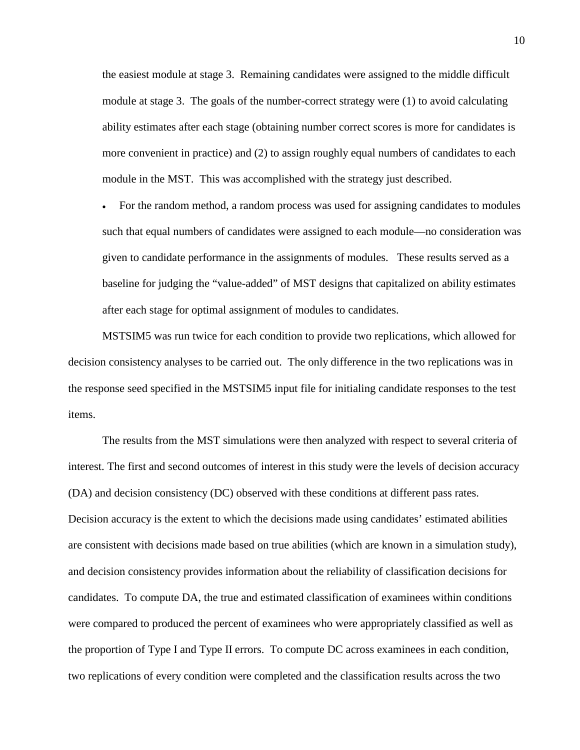the easiest module at stage 3. Remaining candidates were assigned to the middle difficult module at stage 3. The goals of the number-correct strategy were (1) to avoid calculating ability estimates after each stage (obtaining number correct scores is more for candidates is more convenient in practice) and (2) to assign roughly equal numbers of candidates to each module in the MST. This was accomplished with the strategy just described.

- For the random method, a random process was used for assigning candidates to modules such that equal numbers of candidates were assigned to each module—no consideration was given to candidate performance in the assignments of modules. These results served as a baseline for judging the "value-added" of MST designs that capitalized on ability estimates after each stage for optimal assignment of modules to candidates.

MSTSIM5 was run twice for each condition to provide two replications, which allowed for decision consistency analyses to be carried out. The only difference in the two replications was in the response seed specified in the MSTSIM5 input file for initialing candidate responses to the test items.

The results from the MST simulations were then analyzed with respect to several criteria of interest. The first and second outcomes of interest in this study were the levels of decision accuracy (DA) and decision consistency (DC) observed with these conditions at different pass rates. Decision accuracy is the extent to which the decisions made using candidates' estimated abilities are consistent with decisions made based on true abilities (which are known in a simulation study), and decision consistency provides information about the reliability of classification decisions for candidates. To compute DA, the true and estimated classification of examinees within conditions were compared to produced the percent of examinees who were appropriately classified as well as the proportion of Type I and Type II errors. To compute DC across examinees in each condition, two replications of every condition were completed and the classification results across the two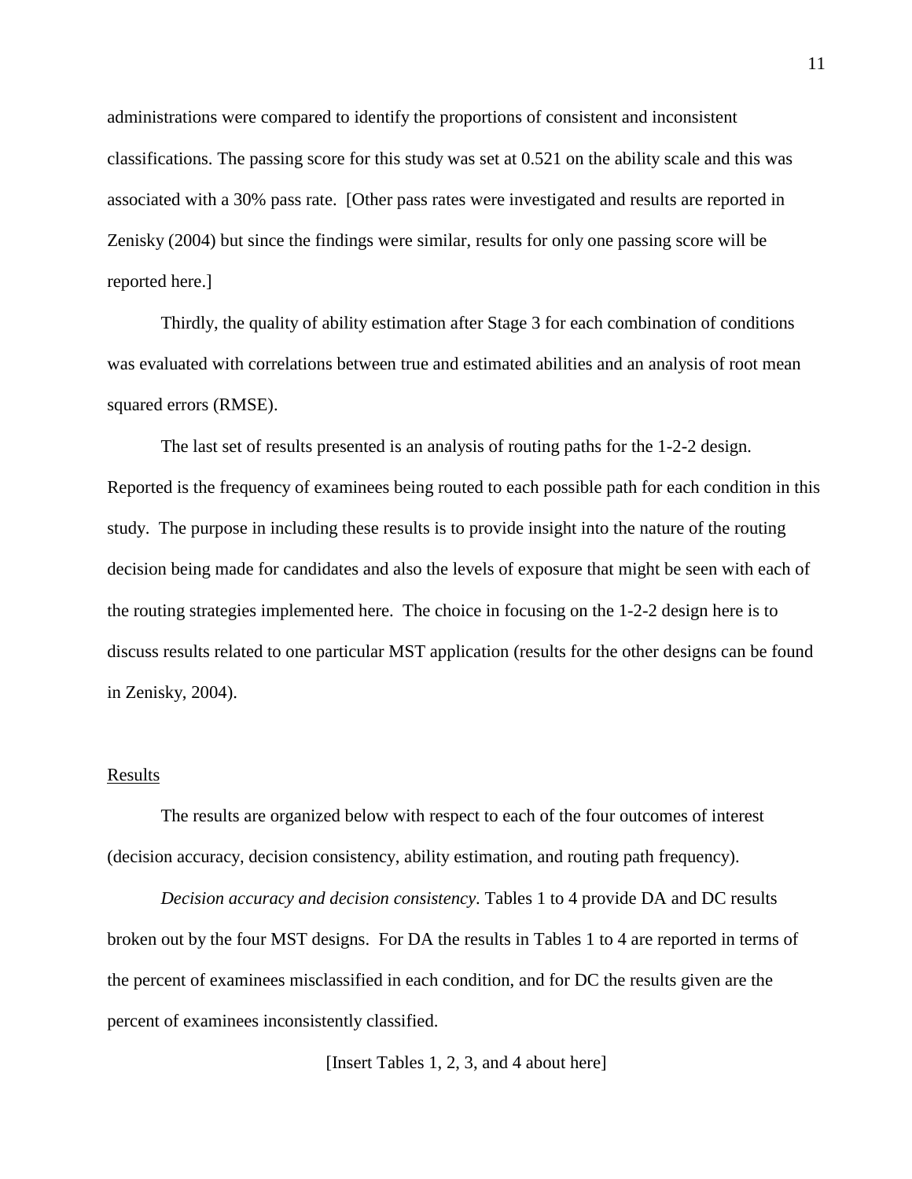administrations were compared to identify the proportions of consistent and inconsistent classifications. The passing score for this study was set at 0.521 on the ability scale and this was associated with a 30% pass rate. [Other pass rates were investigated and results are reported in Zenisky (2004) but since the findings were similar, results for only one passing score will be reported here.]

Thirdly, the quality of ability estimation after Stage 3 for each combination of conditions was evaluated with correlations between true and estimated abilities and an analysis of root mean squared errors (RMSE).

The last set of results presented is an analysis of routing paths for the 1-2-2 design. Reported is the frequency of examinees being routed to each possible path for each condition in this study. The purpose in including these results is to provide insight into the nature of the routing decision being made for candidates and also the levels of exposure that might be seen with each of the routing strategies implemented here. The choice in focusing on the 1-2-2 design here is to discuss results related to one particular MST application (results for the other designs can be found in Zenisky, 2004).

## Results

The results are organized below with respect to each of the four outcomes of interest (decision accuracy, decision consistency, ability estimation, and routing path frequency).

*Decision accuracy and decision consistency*. Tables 1 to 4 provide DA and DC results broken out by the four MST designs. For DA the results in Tables 1 to 4 are reported in terms of the percent of examinees misclassified in each condition, and for DC the results given are the percent of examinees inconsistently classified.

[Insert Tables 1, 2, 3, and 4 about here]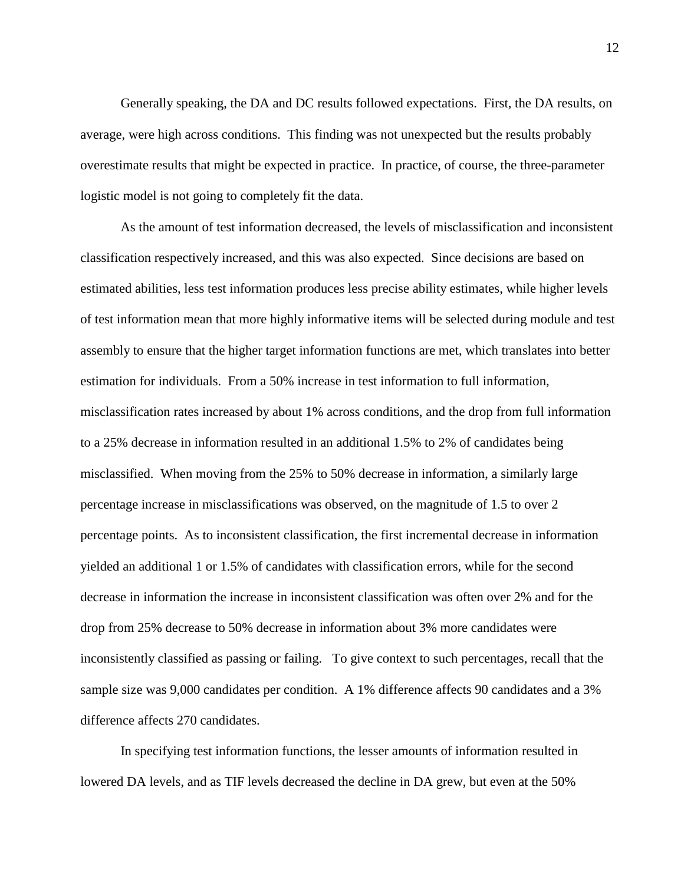Generally speaking, the DA and DC results followed expectations. First, the DA results, on average, were high across conditions. This finding was not unexpected but the results probably overestimate results that might be expected in practice. In practice, of course, the three-parameter logistic model is not going to completely fit the data.

As the amount of test information decreased, the levels of misclassification and inconsistent classification respectively increased, and this was also expected. Since decisions are based on estimated abilities, less test information produces less precise ability estimates, while higher levels of test information mean that more highly informative items will be selected during module and test assembly to ensure that the higher target information functions are met, which translates into better estimation for individuals. From a 50% increase in test information to full information, misclassification rates increased by about 1% across conditions, and the drop from full information to a 25% decrease in information resulted in an additional 1.5% to 2% of candidates being misclassified. When moving from the 25% to 50% decrease in information, a similarly large percentage increase in misclassifications was observed, on the magnitude of 1.5 to over 2 percentage points. As to inconsistent classification, the first incremental decrease in information yielded an additional 1 or 1.5% of candidates with classification errors, while for the second decrease in information the increase in inconsistent classification was often over 2% and for the drop from 25% decrease to 50% decrease in information about 3% more candidates were inconsistently classified as passing or failing. To give context to such percentages, recall that the sample size was 9,000 candidates per condition. A 1% difference affects 90 candidates and a 3% difference affects 270 candidates.

In specifying test information functions, the lesser amounts of information resulted in lowered DA levels, and as TIF levels decreased the decline in DA grew, but even at the 50%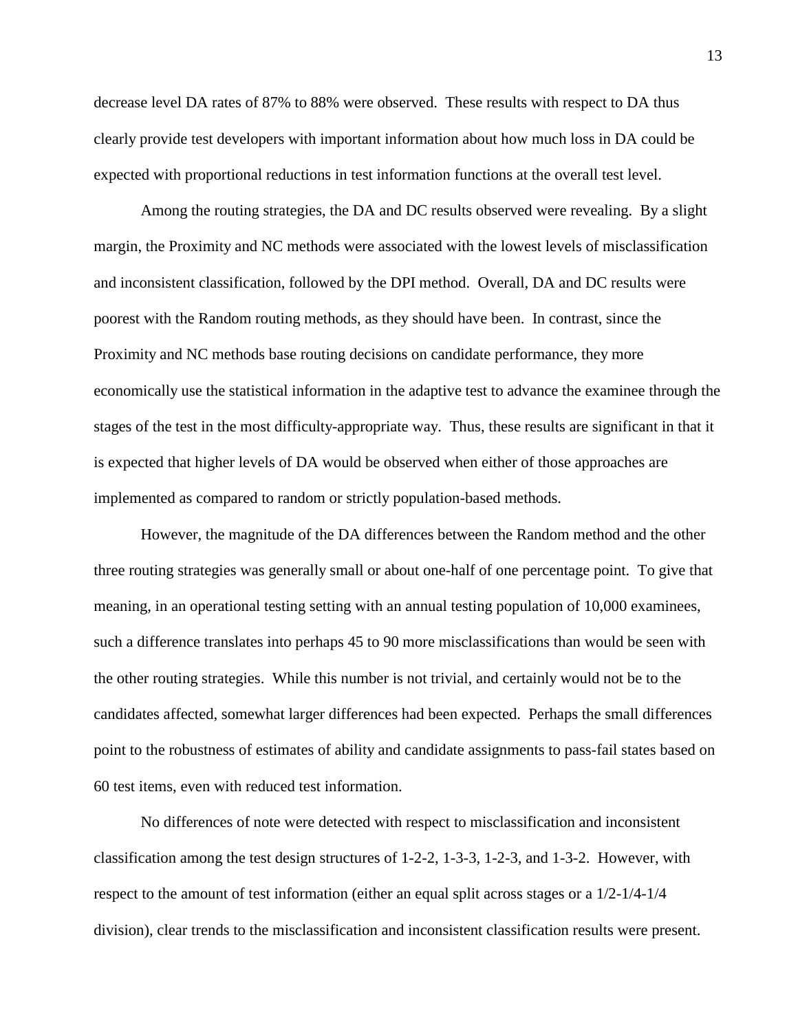decrease level DA rates of 87% to 88% were observed. These results with respect to DA thus clearly provide test developers with important information about how much loss in DA could be expected with proportional reductions in test information functions at the overall test level.

Among the routing strategies, the DA and DC results observed were revealing. By a slight margin, the Proximity and NC methods were associated with the lowest levels of misclassification and inconsistent classification, followed by the DPI method. Overall, DA and DC results were poorest with the Random routing methods, as they should have been. In contrast, since the Proximity and NC methods base routing decisions on candidate performance, they more economically use the statistical information in the adaptive test to advance the examinee through the stages of the test in the most difficulty-appropriate way. Thus, these results are significant in that it is expected that higher levels of DA would be observed when either of those approaches are implemented as compared to random or strictly population-based methods.

However, the magnitude of the DA differences between the Random method and the other three routing strategies was generally small or about one-half of one percentage point. To give that meaning, in an operational testing setting with an annual testing population of 10,000 examinees, such a difference translates into perhaps 45 to 90 more misclassifications than would be seen with the other routing strategies. While this number is not trivial, and certainly would not be to the candidates affected, somewhat larger differences had been expected. Perhaps the small differences point to the robustness of estimates of ability and candidate assignments to pass-fail states based on 60 test items, even with reduced test information.

No differences of note were detected with respect to misclassification and inconsistent classification among the test design structures of 1-2-2, 1-3-3, 1-2-3, and 1-3-2. However, with respect to the amount of test information (either an equal split across stages or a 1/2-1/4-1/4 division), clear trends to the misclassification and inconsistent classification results were present.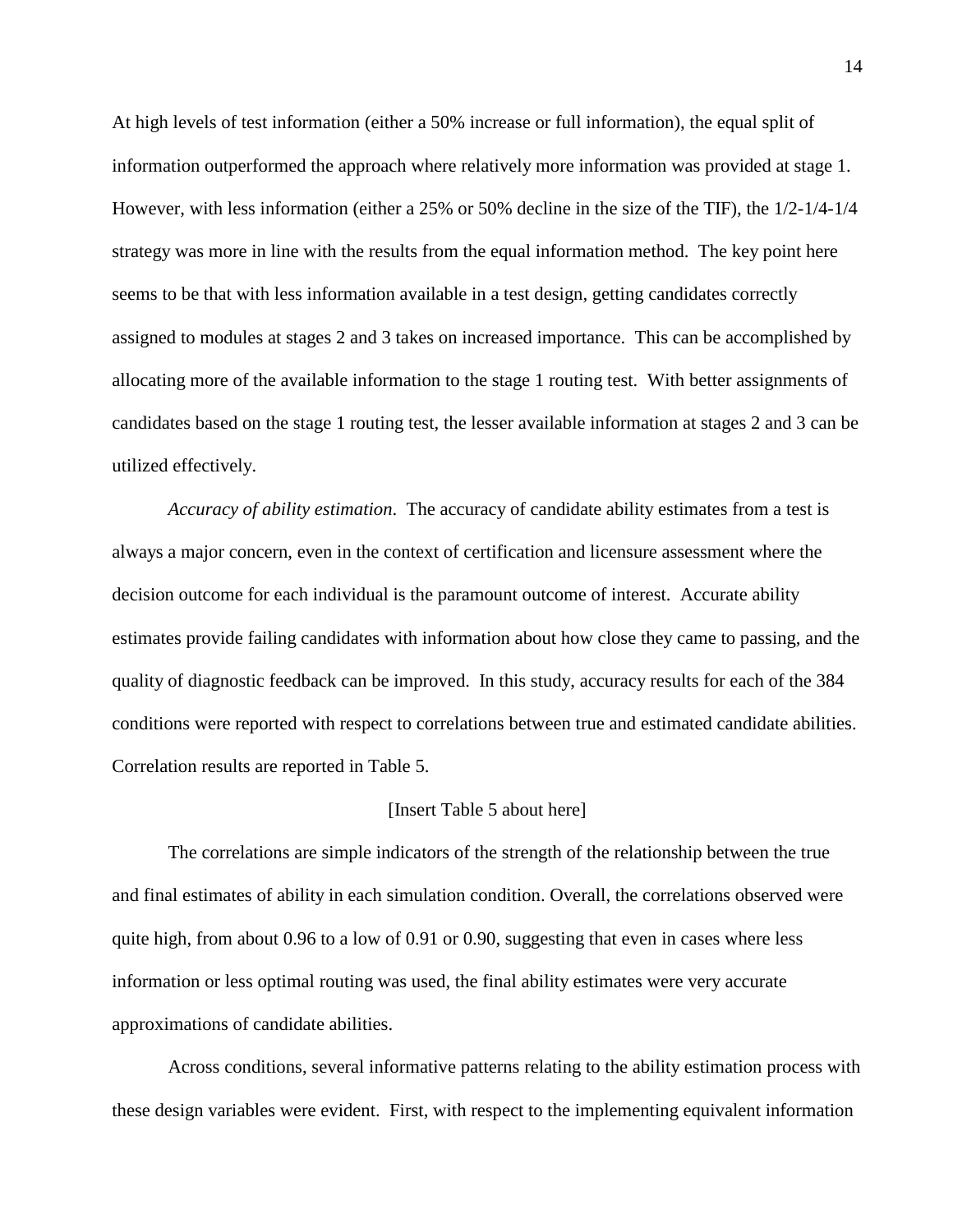At high levels of test information (either a 50% increase or full information), the equal split of information outperformed the approach where relatively more information was provided at stage 1. However, with less information (either a 25% or 50% decline in the size of the TIF), the 1/2-1/4-1/4 strategy was more in line with the results from the equal information method. The key point here seems to be that with less information available in a test design, getting candidates correctly assigned to modules at stages 2 and 3 takes on increased importance. This can be accomplished by allocating more of the available information to the stage 1 routing test. With better assignments of candidates based on the stage 1 routing test, the lesser available information at stages 2 and 3 can be utilized effectively.

*Accuracy of ability estimation.* The accuracy of candidate ability estimates from a test is always a major concern, even in the context of certification and licensure assessment where the decision outcome for each individual is the paramount outcome of interest. Accurate ability estimates provide failing candidates with information about how close they came to passing, and the quality of diagnostic feedback can be improved. In this study, accuracy results for each of the 384 conditions were reported with respect to correlations between true and estimated candidate abilities. Correlation results are reported in Table 5.

[Insert Table 5 about here]

The correlations are simple indicators of the strength of the relationship between the true and final estimates of ability in each simulation condition. Overall, the correlations observed were quite high, from about 0.96 to a low of 0.91 or 0.90, suggesting that even in cases where less information or less optimal routing was used, the final ability estimates were very accurate approximations of candidate abilities.

Across conditions, several informative patterns relating to the ability estimation process with these design variables were evident. First, with respect to the implementing equivalent information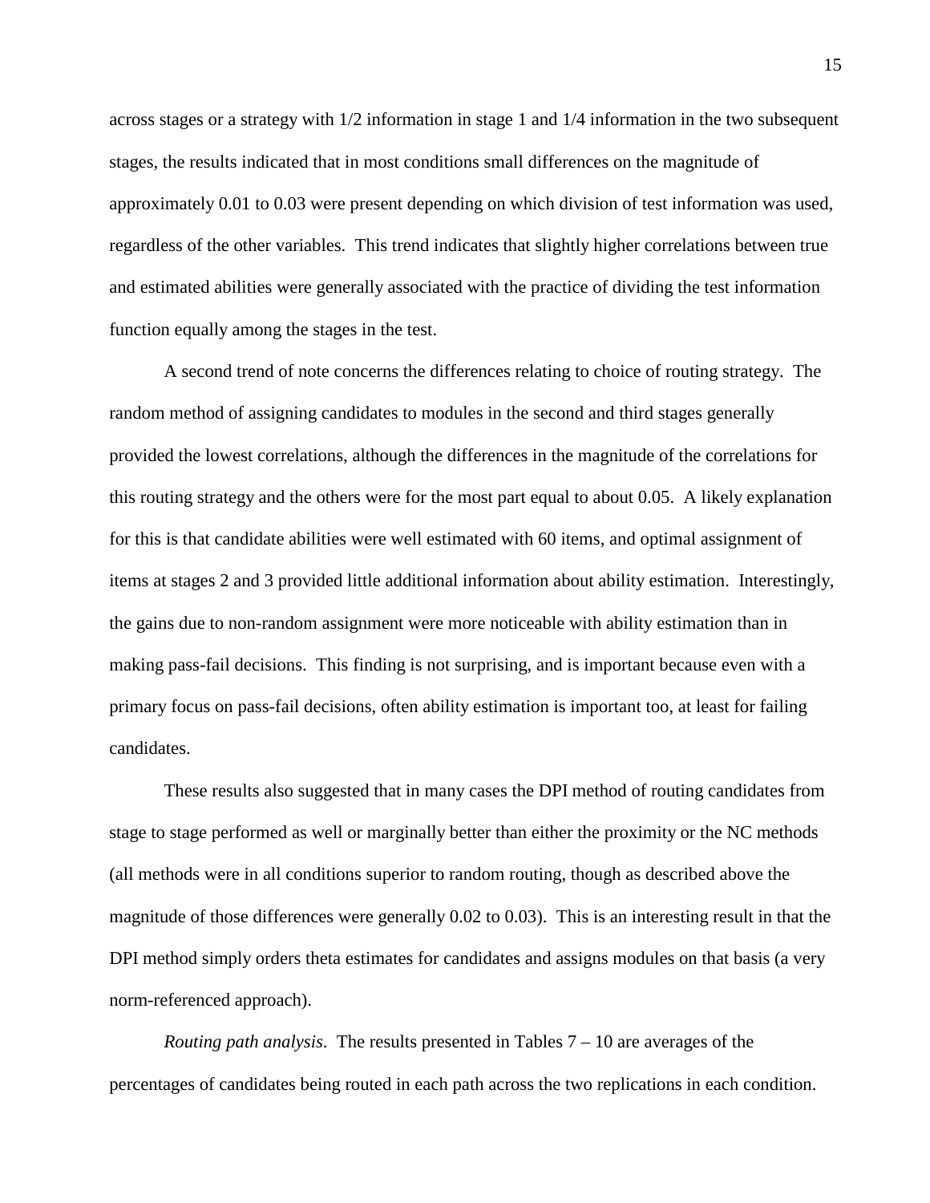across stages or a strategy with 1/2 information in stage 1 and 1/4 information in the two subsequent stages, the results indicated that in most conditions small differences on the magnitude of approximately 0.01 to 0.03 were present depending on which division of test information was used, regardless of the other variables. This trend indicates that slightly higher correlations between true and estimated abilities were generally associated with the practice of dividing the test information function equally among the stages in the test.

A second trend of note concerns the differences relating to choice of routing strategy. The random method of assigning candidates to modules in the second and third stages generally provided the lowest correlations, although the differences in the magnitude of the correlations for this routing strategy and the others were for the most part equal to about 0.05. A likely explanation for this is that candidate abilities were well estimated with 60 items, and optimal assignment of items at stages 2 and 3 provided little additional information about ability estimation. Interestingly, the gains due to non-random assignment were more noticeable with ability estimation than in making pass-fail decisions. This finding is not surprising, and is important because even with a primary focus on pass-fail decisions, often ability estimation is important too, at least for failing candidates.

These results also suggested that in many cases the DPI method of routing candidates from stage to stage performed as well or marginally better than either the proximity or the NC methods (all methods were in all conditions superior to random routing, though as described above the magnitude of those differences were generally 0.02 to 0.03). This is an interesting result in that the DPI method simply orders theta estimates for candidates and assigns modules on that basis (a very norm-referenced approach).

*Routing path analysis*. The results presented in Tables 7 – 10 are averages of the percentages of candidates being routed in each path across the two replications in each condition.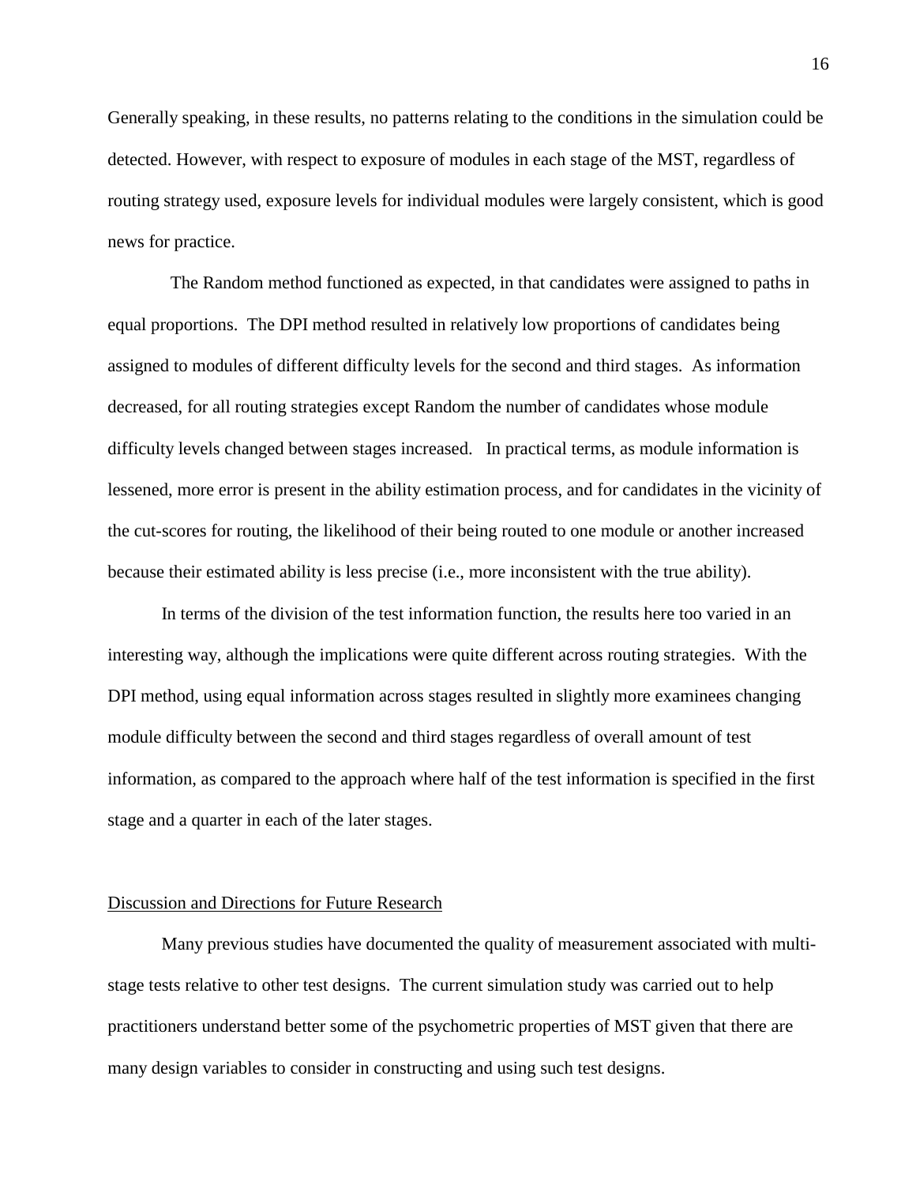Generally speaking, in these results, no patterns relating to the conditions in the simulation could be detected. However, with respect to exposure of modules in each stage of the MST, regardless of routing strategy used, exposure levels for individual modules were largely consistent, which is good news for practice.

The Random method functioned as expected, in that candidates were assigned to paths in equal proportions. The DPI method resulted in relatively low proportions of candidates being assigned to modules of different difficulty levels for the second and third stages. As information decreased, for all routing strategies except Random the number of candidates whose module difficulty levels changed between stages increased. In practical terms, as module information is lessened, more error is present in the ability estimation process, and for candidates in the vicinity of the cut-scores for routing, the likelihood of their being routed to one module or another increased because their estimated ability is less precise (i.e., more inconsistent with the true ability).

In terms of the division of the test information function, the results here too varied in an interesting way, although the implications were quite different across routing strategies. With the DPI method, using equal information across stages resulted in slightly more examinees changing module difficulty between the second and third stages regardless of overall amount of test information, as compared to the approach where half of the test information is specified in the first stage and a quarter in each of the later stages.

## Discussion and Directions for Future Research

Many previous studies have documented the quality of measurement associated with multi-stage tests relative to other test designs. The current simulation study was carried out to help practitioners understand better some of the psychometric properties of MST given that there are many design variables to consider in constructing and using such test designs.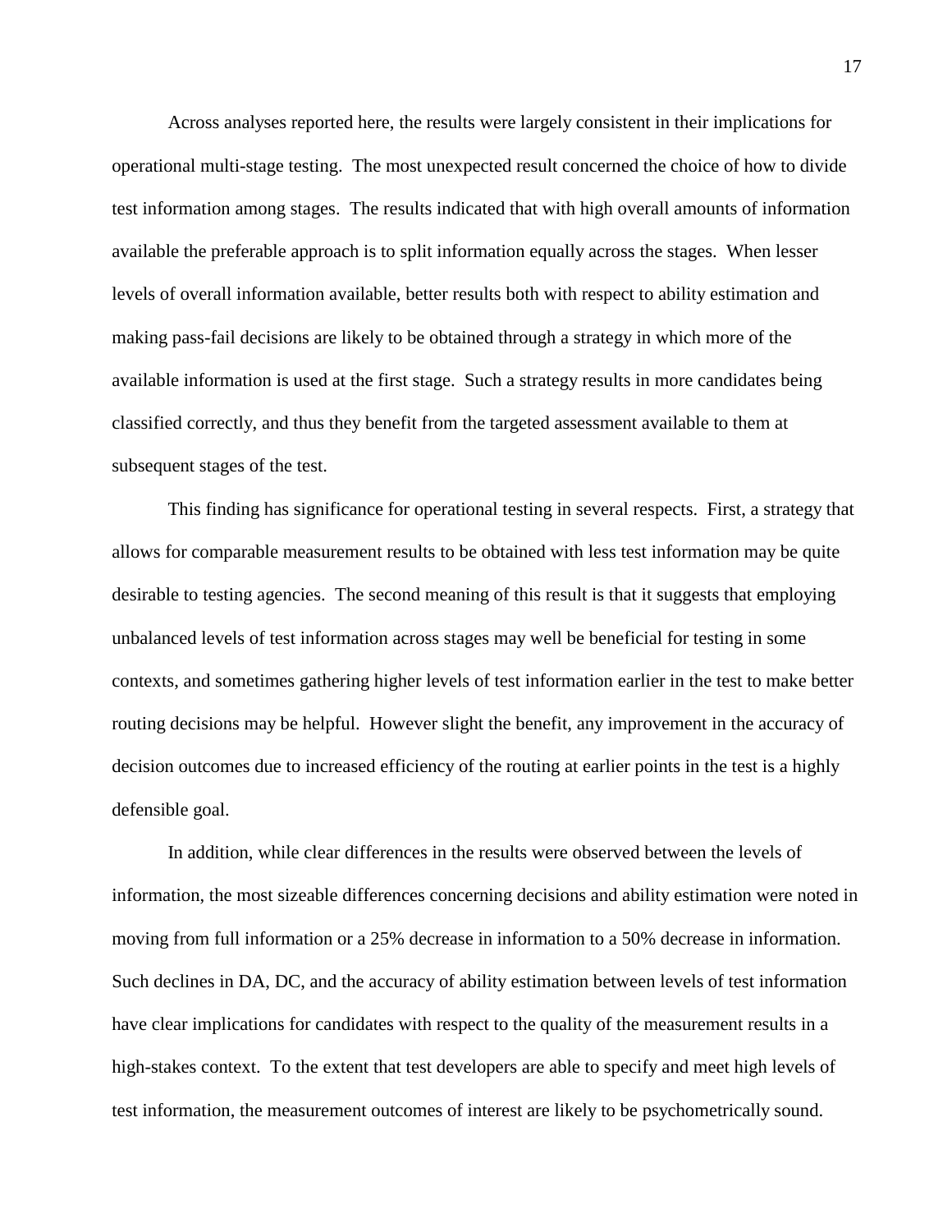Across analyses reported here, the results were largely consistent in their implications for operational multi-stage testing. The most unexpected result concerned the choice of how to divide test information among stages. The results indicated that with high overall amounts of information available the preferable approach is to split information equally across the stages. When lesser levels of overall information available, better results both with respect to ability estimation and making pass-fail decisions are likely to be obtained through a strategy in which more of the available information is used at the first stage. Such a strategy results in more candidates being classified correctly, and thus they benefit from the targeted assessment available to them at subsequent stages of the test.

This finding has significance for operational testing in several respects. First, a strategy that allows for comparable measurement results to be obtained with less test information may be quite desirable to testing agencies. The second meaning of this result is that it suggests that employing unbalanced levels of test information across stages may well be beneficial for testing in some contexts, and sometimes gathering higher levels of test information earlier in the test to make better routing decisions may be helpful. However slight the benefit, any improvement in the accuracy of decision outcomes due to increased efficiency of the routing at earlier points in the test is a highly defensible goal.

In addition, while clear differences in the results were observed between the levels of information, the most sizeable differences concerning decisions and ability estimation were noted in moving from full information or a 25% decrease in information to a 50% decrease in information. Such declines in DA, DC, and the accuracy of ability estimation between levels of test information have clear implications for candidates with respect to the quality of the measurement results in a high-stakes context. To the extent that test developers are able to specify and meet high levels of test information, the measurement outcomes of interest are likely to be psychometrically sound.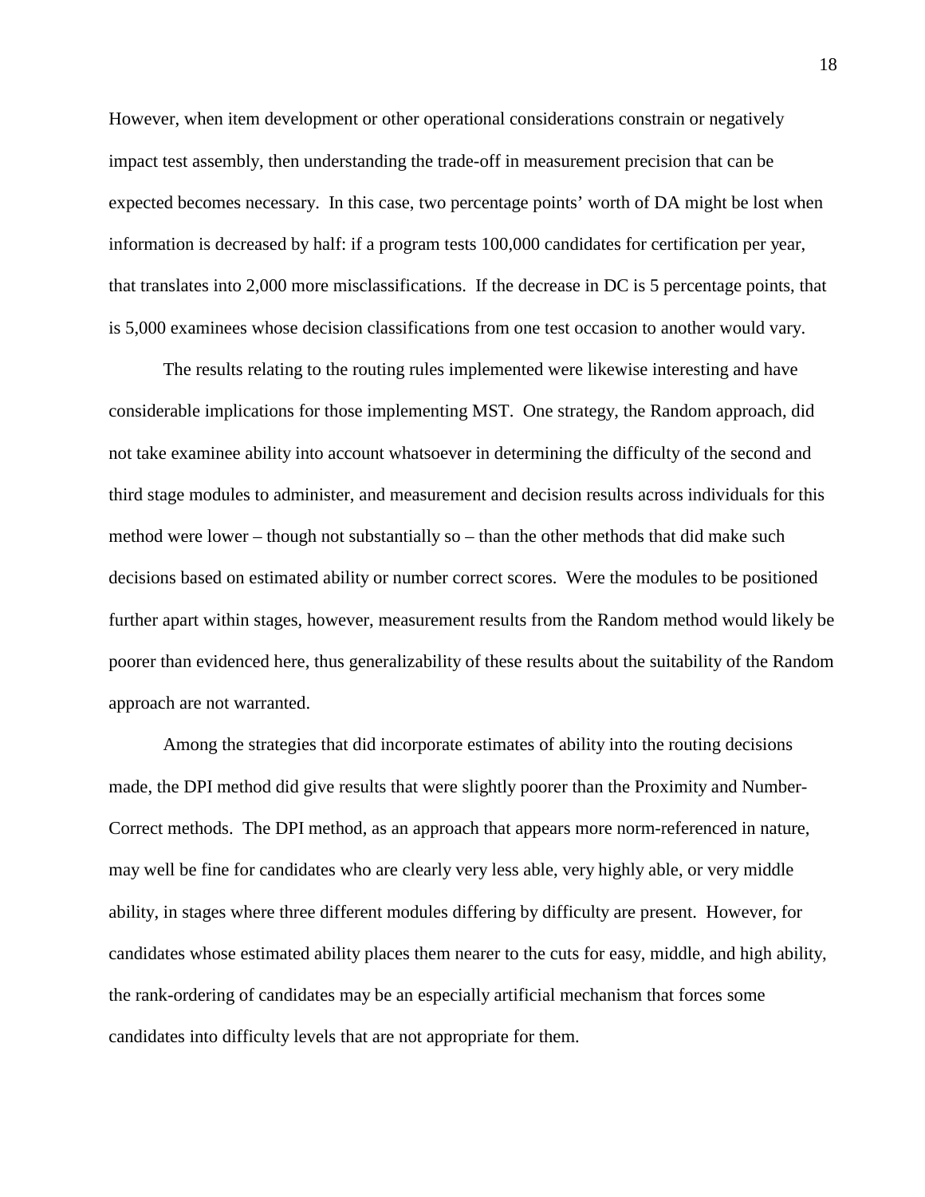However, when item development or other operational considerations constrain or negatively impact test assembly, then understanding the trade-off in measurement precision that can be expected becomes necessary. In this case, two percentage points' worth of DA might be lost when information is decreased by half: if a program tests 100,000 candidates for certification per year, that translates into 2,000 more misclassifications. If the decrease in DC is 5 percentage points, that is 5,000 examinees whose decision classifications from one test occasion to another would vary.

The results relating to the routing rules implemented were likewise interesting and have considerable implications for those implementing MST. One strategy, the Random approach, did not take examinee ability into account whatsoever in determining the difficulty of the second and third stage modules to administer, and measurement and decision results across individuals for this method were lower – though not substantially so – than the other methods that did make such decisions based on estimated ability or number correct scores. Were the modules to be positioned further apart within stages, however, measurement results from the Random method would likely be poorer than evidenced here, thus generalizability of these results about the suitability of the Random approach are not warranted.

Among the strategies that did incorporate estimates of ability into the routing decisions made, the DPI method did give results that were slightly poorer than the Proximity and Number-Correct methods. The DPI method, as an approach that appears more norm-referenced in nature, may well be fine for candidates who are clearly very less able, very highly able, or very middle ability, in stages where three different modules differing by difficulty are present. However, for candidates whose estimated ability places them nearer to the cuts for easy, middle, and high ability, the rank-ordering of candidates may be an especially artificial mechanism that forces some candidates into difficulty levels that are not appropriate for them.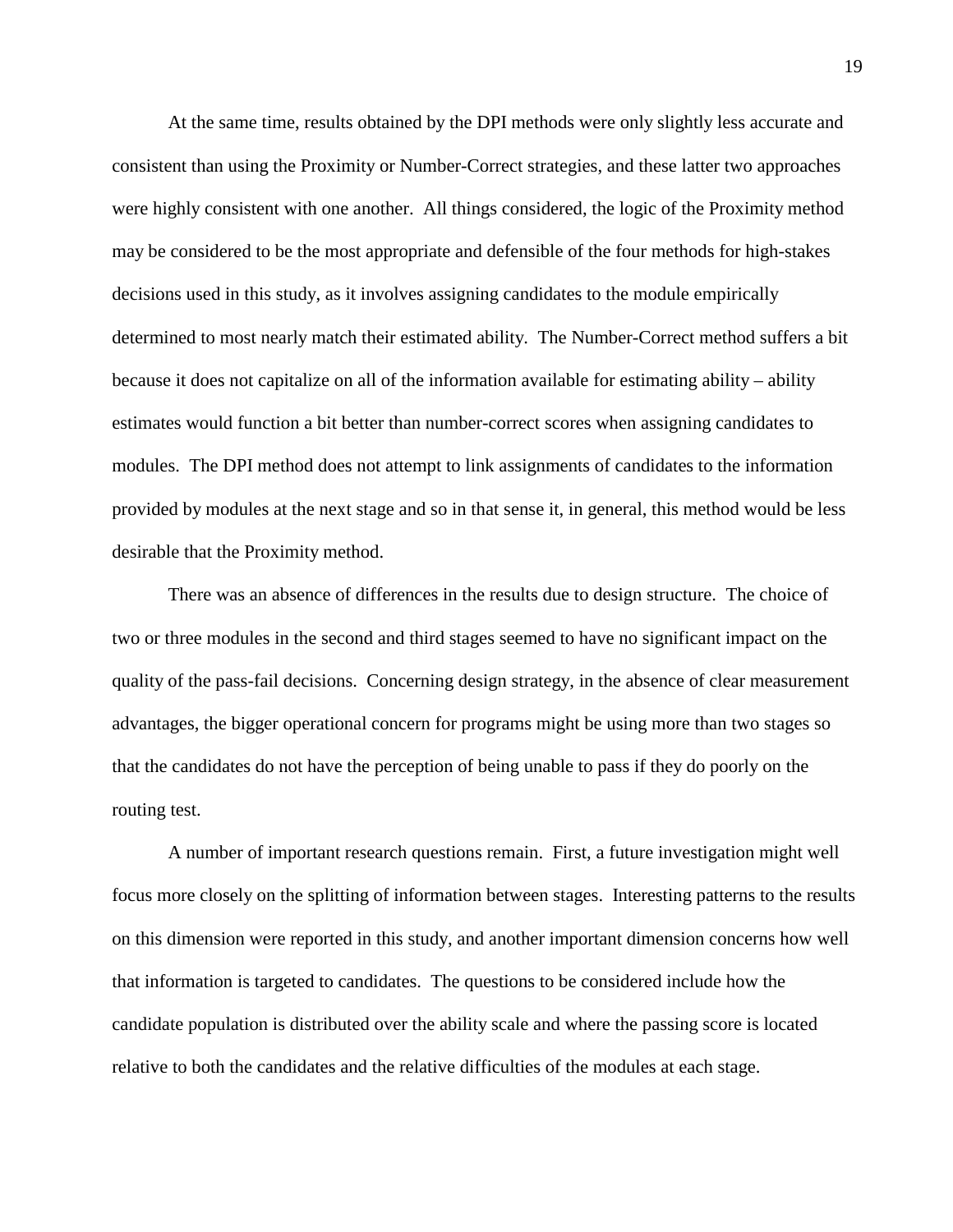At the same time, results obtained by the DPI methods were only slightly less accurate and consistent than using the Proximity or Number-Correct strategies, and these latter two approaches were highly consistent with one another. All things considered, the logic of the Proximity method may be considered to be the most appropriate and defensible of the four methods for high-stakes decisions used in this study, as it involves assigning candidates to the module empirically determined to most nearly match their estimated ability. The Number-Correct method suffers a bit because it does not capitalize on all of the information available for estimating ability – ability estimates would function a bit better than number-correct scores when assigning candidates to modules. The DPI method does not attempt to link assignments of candidates to the information provided by modules at the next stage and so in that sense it, in general, this method would be less desirable that the Proximity method.

There was an absence of differences in the results due to design structure. The choice of two or three modules in the second and third stages seemed to have no significant impact on the quality of the pass-fail decisions. Concerning design strategy, in the absence of clear measurement advantages, the bigger operational concern for programs might be using more than two stages so that the candidates do not have the perception of being unable to pass if they do poorly on the routing test.

A number of important research questions remain. First, a future investigation might well focus more closely on the splitting of information between stages. Interesting patterns to the results on this dimension were reported in this study, and another important dimension concerns how well that information is targeted to candidates. The questions to be considered include how the candidate population is distributed over the ability scale and where the passing score is located relative to both the candidates and the relative difficulties of the modules at each stage.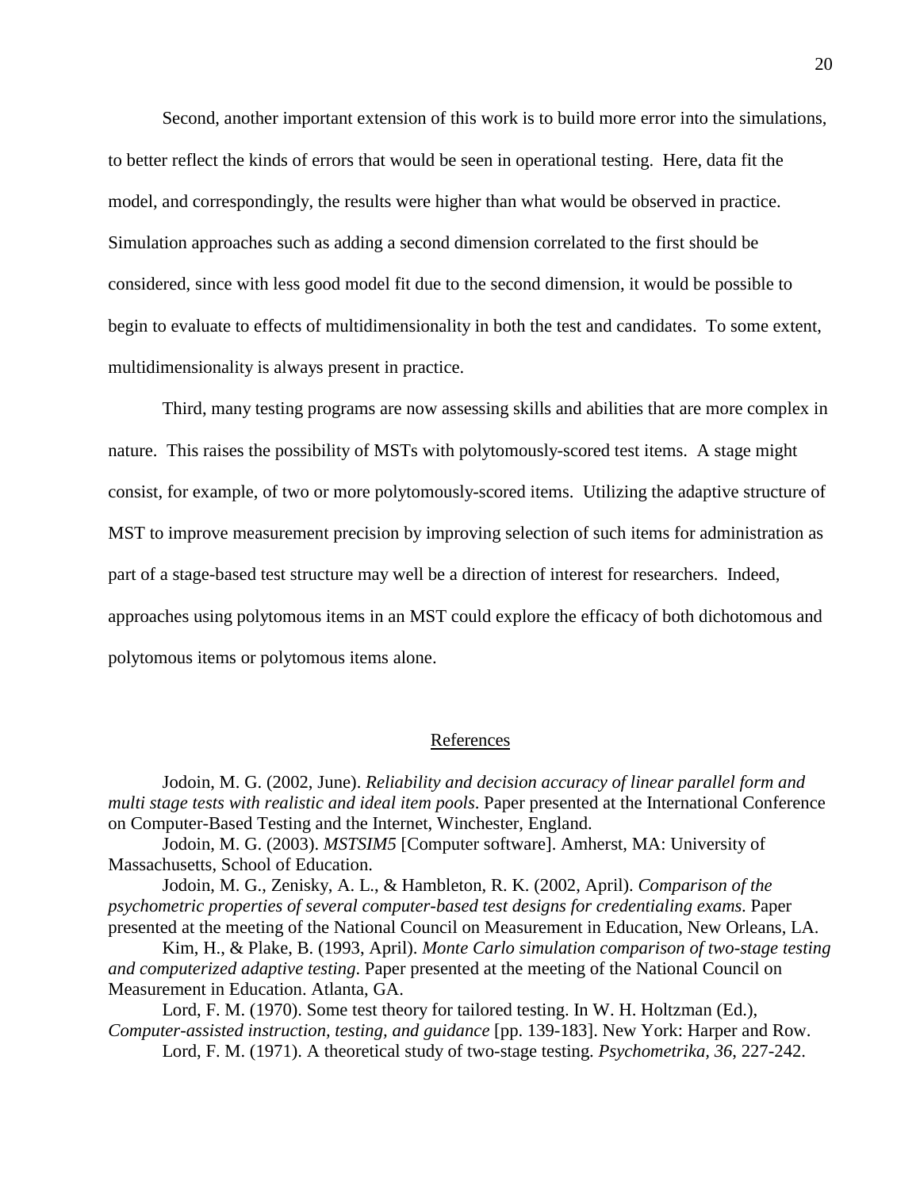Second, another important extension of this work is to build more error into the simulations, to better reflect the kinds of errors that would be seen in operational testing. Here, data fit the model, and correspondingly, the results were higher than what would be observed in practice. Simulation approaches such as adding a second dimension correlated to the first should be considered, since with less good model fit due to the second dimension, it would be possible to begin to evaluate to effects of multidimensionality in both the test and candidates. To some extent, multidimensionality is always present in practice.

Third, many testing programs are now assessing skills and abilities that are more complex in nature. This raises the possibility of MSTs with polytomously-scored test items. A stage might consist, for example, of two or more polytomously-scored items. Utilizing the adaptive structure of MST to improve measurement precision by improving selection of such items for administration as part of a stage-based test structure may well be a direction of interest for researchers. Indeed, approaches using polytomous items in an MST could explore the efficacy of both dichotomous and polytomous items or polytomous items alone.

## References

Jodoin, M. G. (2002, June). *Reliability and decision accuracy of linear parallel form and multi stage tests with realistic and ideal item pools*. Paper presented at the International Conference on Computer-Based Testing and the Internet, Winchester, England.

Jodoin, M. G. (2003). *MSTSIM5* [Computer software]. Amherst, MA: University of Massachusetts, School of Education.

Jodoin, M. G., Zenisky, A. L., & Hambleton, R. K. (2002, April). *Comparison of the psychometric properties of several computer-based test designs for credentialing exams*. Paper presented at the meeting of the National Council on Measurement in Education, New Orleans, LA.

Kim, H., & Plake, B. (1993, April). *Monte Carlo simulation comparison of two-stage testing and computerized adaptive testing*. Paper presented at the meeting of the National Council on Measurement in Education. Atlanta, GA.

Lord, F. M. (1970). Some test theory for tailored testing. In W. H. Holtzman (Ed.), *Computer-assisted instruction, testing, and guidance* [pp. 139-183]. New York: Harper and Row.

Lord, F. M. (1971). A theoretical study of two-stage testing. *Psychometrika, 36*, 227-242.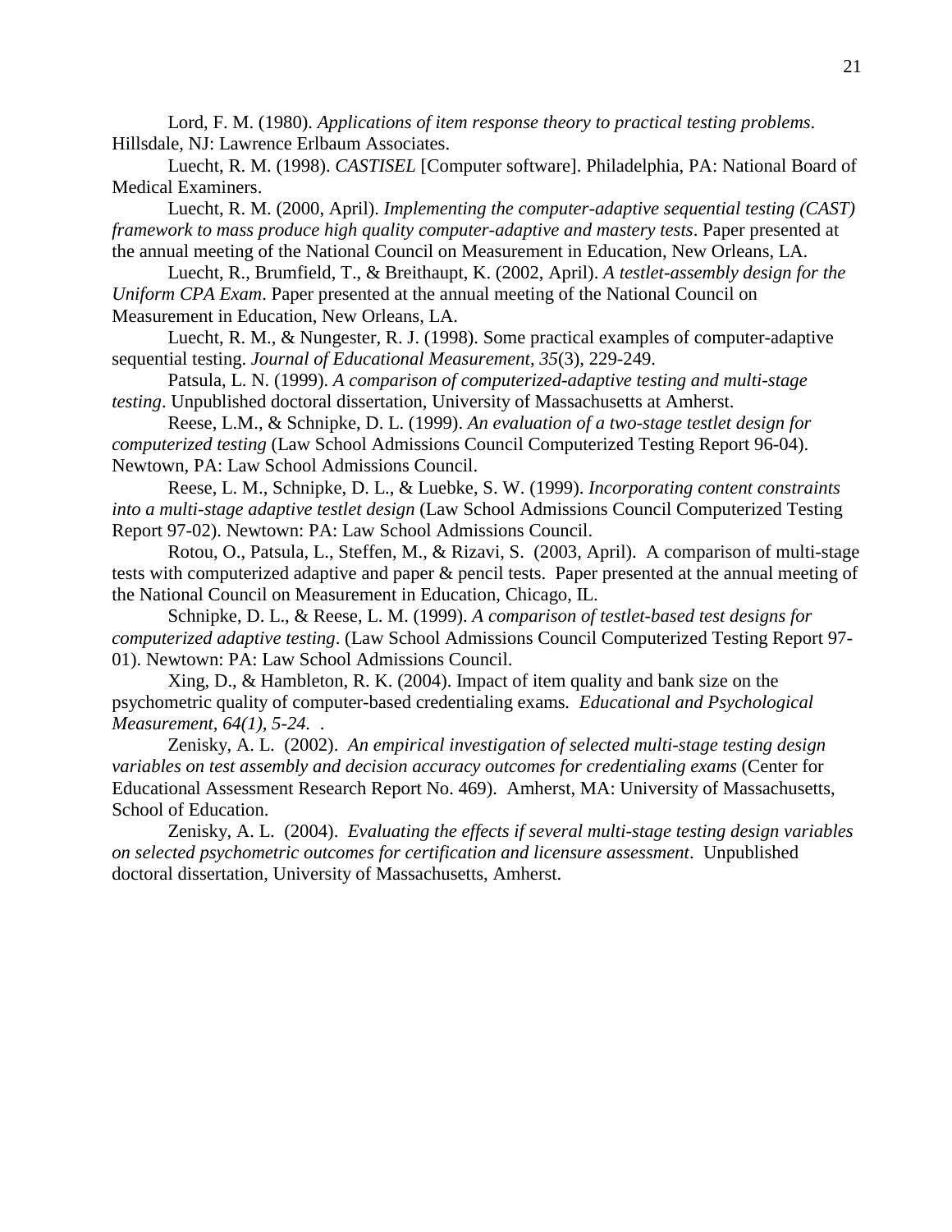Lord, F. M. (1980). *Applications of item response theory to practical testing problems*. Hillsdale, NJ: Lawrence Erlbaum Associates.

Luecht, R. M. (1998). *CASTISEL* [Computer software]. Philadelphia, PA: National Board of Medical Examiners.

Luecht, R. M. (2000, April). *Implementing the computer-adaptive sequential testing (CAST) framework to mass produce high quality computer-adaptive and mastery tests*. Paper presented at the annual meeting of the National Council on Measurement in Education, New Orleans, LA.

Luecht, R., Brumfield, T., & Breithaupt, K. (2002, April). *A testlet-assembly design for the Uniform CPA Exam*. Paper presented at the annual meeting of the National Council on Measurement in Education, New Orleans, LA.

Luecht, R. M., & Nungester, R. J. (1998). Some practical examples of computer-adaptive sequential testing. *Journal of Educational Measurement, 35*(3), 229-249.

Patsula, L. N. (1999). *A comparison of computerized-adaptive testing and multi-stage testing*. Unpublished doctoral dissertation, University of Massachusetts at Amherst.

Reese, L.M., & Schnipke, D. L. (1999). *An evaluation of a two-stage testlet design for computerized testing* (Law School Admissions Council Computerized Testing Report 96-04). Newtown, PA: Law School Admissions Council.

Reese, L. M., Schnipke, D. L., & Luebke, S. W. (1999). *Incorporating content constraints into a multi-stage adaptive testlet design* (Law School Admissions Council Computerized Testing Report 97-02). Newtown: PA: Law School Admissions Council.

Rotou, O., Patsula, L., Steffen, M., & Rizavi, S. (2003, April). A comparison of multi-stage tests with computerized adaptive and paper & pencil tests. Paper presented at the annual meeting of the National Council on Measurement in Education, Chicago, IL.

Schnipke, D. L., & Reese, L. M. (1999). *A comparison of testlet-based test designs for computerized adaptive testing*. (Law School Admissions Council Computerized Testing Report 97-01). Newtown: PA: Law School Admissions Council.

Xing, D., & Hambleton, R. K. (2004). Impact of item quality and bank size on the psychometric quality of computer-based credentialing exams*. Educational and Psychological Measurement, 64(1), 5-24.* .

Zenisky, A. L. (2002). *An empirical investigation of selected multi-stage testing design variables on test assembly and decision accuracy outcomes for credentialing exams* (Center for Educational Assessment Research Report No. 469). Amherst, MA: University of Massachusetts, School of Education.

Zenisky, A. L. (2004). *Evaluating the effects if several multi-stage testing design variables on selected psychometric outcomes for certification and licensure assessment*. Unpublished doctoral dissertation, University of Massachusetts, Amherst.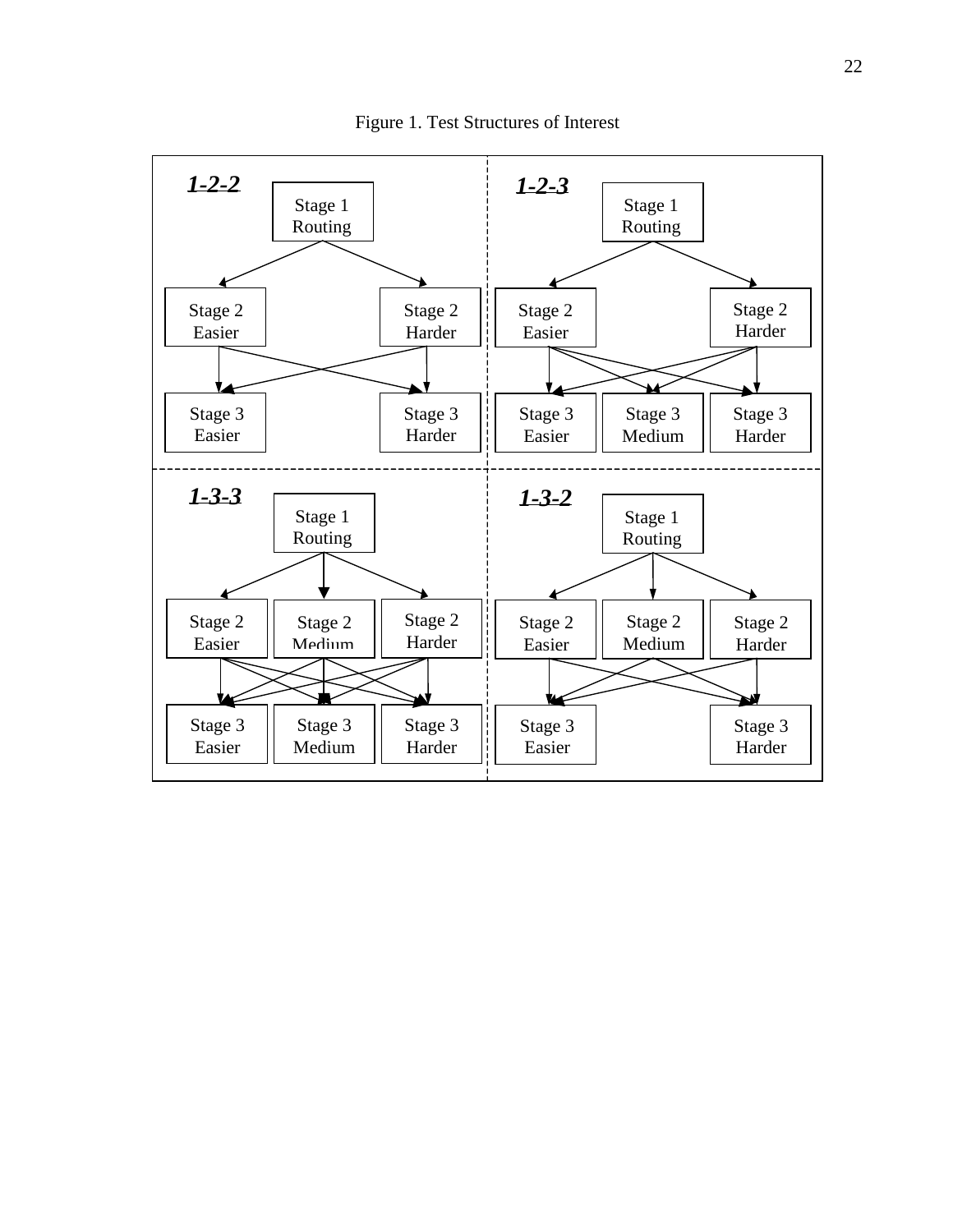Figure 1. Test Structures of Interest

**1-2-2**

Stage 1 Routing

Stage 2 Easier | Stage 2 Harder

Stage 3 Easier | Stage 3 Harder

**1-2-3**

Stage 1 Routing

Stage 2 Easier | Stage 2 Harder

Stage 3 Easier | Stage 3 Medium | Stage 3 Harder

**1-3-3**

Stage 1 Routing

Stage 2 Easier | Stage 2 Medium | Stage 2 Harder

Stage 3 Easier | Stage 3 Medium | Stage 3 Harder

**1-3-2**

Stage 1 Routing

Stage 2 Easier | Stage 2 Medium | Stage 2 Harder

Stage 3 Easier | Stage 3 Harder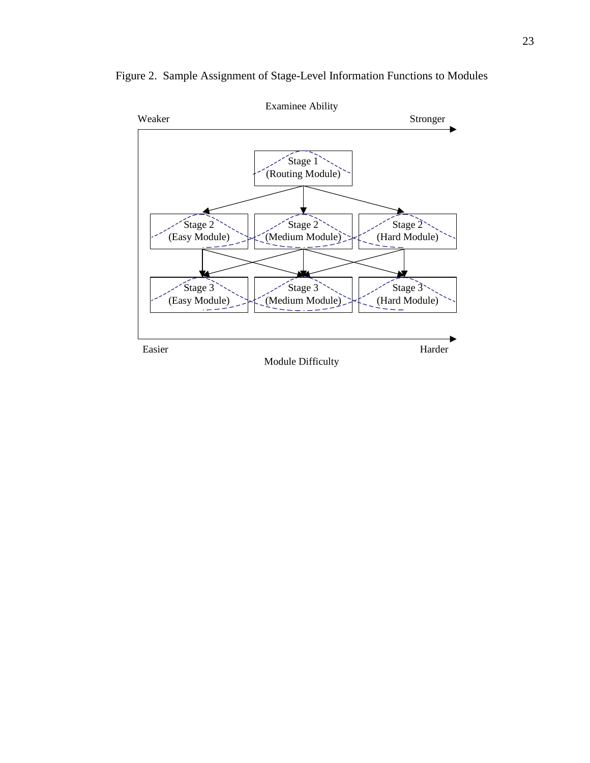Figure 2. Sample Assignment of Stage-Level Information Functions to Modules

Examinee Ability

Weaker                                                  Stronger

Stage 1 (Routing Module)

Stage 2 (Easy Module) | Stage 2 (Medium Module) | Stage 2 (Hard Module)

Stage 3 (Easy Module) | Stage 3 (Medium Module) | Stage 3 (Hard Module)

Easier                                                  Harder

Module Difficulty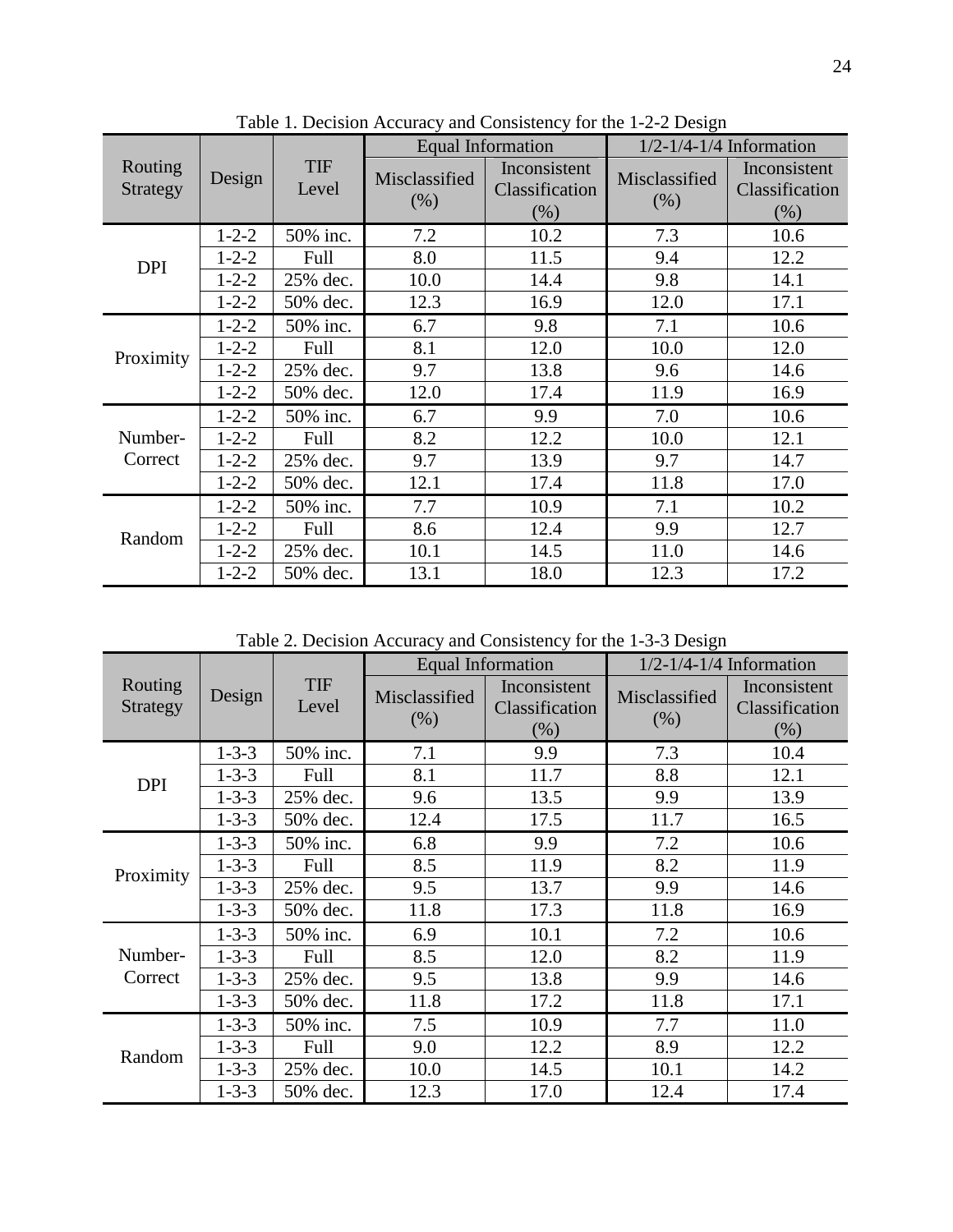Table 1. Decision Accuracy and Consistency for the 1-2-2 Design

| Routing Strategy | Design | TIF Level | Equal Information | | 1/2-1/4-1/4 Information | |
|---|---|---|---|---|---|---|
| | | | Misclassified (%) | Inconsistent Classification (%) | Misclassified (%) | Inconsistent Classification (%) |
| DPI | 1-2-2 | 50% inc. | 7.2 | 10.2 | 7.3 | 10.6 |
| | 1-2-2 | Full | 8.0 | 11.5 | 9.4 | 12.2 |
| | 1-2-2 | 25% dec. | 10.0 | 14.4 | 9.8 | 14.1 |
| | 1-2-2 | 50% dec. | 12.3 | 16.9 | 12.0 | 17.1 |
| Proximity | 1-2-2 | 50% inc. | 6.7 | 9.8 | 7.1 | 10.6 |
| | 1-2-2 | Full | 8.1 | 12.0 | 10.0 | 12.0 |
| | 1-2-2 | 25% dec. | 9.7 | 13.8 | 9.6 | 14.6 |
| | 1-2-2 | 50% dec. | 12.0 | 17.4 | 11.9 | 16.9 |
| Number-Correct | 1-2-2 | 50% inc. | 6.7 | 9.9 | 7.0 | 10.6 |
| | 1-2-2 | Full | 8.2 | 12.2 | 10.0 | 12.1 |
| | 1-2-2 | 25% dec. | 9.7 | 13.9 | 9.7 | 14.7 |
| | 1-2-2 | 50% dec. | 12.1 | 17.4 | 11.8 | 17.0 |
| Random | 1-2-2 | 50% inc. | 7.7 | 10.9 | 7.1 | 10.2 |
| | 1-2-2 | Full | 8.6 | 12.4 | 9.9 | 12.7 |
| | 1-2-2 | 25% dec. | 10.1 | 14.5 | 11.0 | 14.6 |
| | 1-2-2 | 50% dec. | 13.1 | 18.0 | 12.3 | 17.2 |

Table 2. Decision Accuracy and Consistency for the 1-3-3 Design

| Routing Strategy | Design | TIF Level | Equal Information | | 1/2-1/4-1/4 Information | |
|---|---|---|---|---|---|---|
| | | | Misclassified (%) | Inconsistent Classification (%) | Misclassified (%) | Inconsistent Classification (%) |
| DPI | 1-3-3 | 50% inc. | 7.1 | 9.9 | 7.3 | 10.4 |
| | 1-3-3 | Full | 8.1 | 11.7 | 8.8 | 12.1 |
| | 1-3-3 | 25% dec. | 9.6 | 13.5 | 9.9 | 13.9 |
| | 1-3-3 | 50% dec. | 12.4 | 17.5 | 11.7 | 16.5 |
| Proximity | 1-3-3 | 50% inc. | 6.8 | 9.9 | 7.2 | 10.6 |
| | 1-3-3 | Full | 8.5 | 11.9 | 8.2 | 11.9 |
| | 1-3-3 | 25% dec. | 9.5 | 13.7 | 9.9 | 14.6 |
| | 1-3-3 | 50% dec. | 11.8 | 17.3 | 11.8 | 16.9 |
| Number-Correct | 1-3-3 | 50% inc. | 6.9 | 10.1 | 7.2 | 10.6 |
| | 1-3-3 | Full | 8.5 | 12.0 | 8.2 | 11.9 |
| | 1-3-3 | 25% dec. | 9.5 | 13.8 | 9.9 | 14.6 |
| | 1-3-3 | 50% dec. | 11.8 | 17.2 | 11.8 | 17.1 |
| Random | 1-3-3 | 50% inc. | 7.5 | 10.9 | 7.7 | 11.0 |
| | 1-3-3 | Full | 9.0 | 12.2 | 8.9 | 12.2 |
| | 1-3-3 | 25% dec. | 10.0 | 14.5 | 10.1 | 14.2 |
| | 1-3-3 | 50% dec. | 12.3 | 17.0 | 12.4 | 17.4 |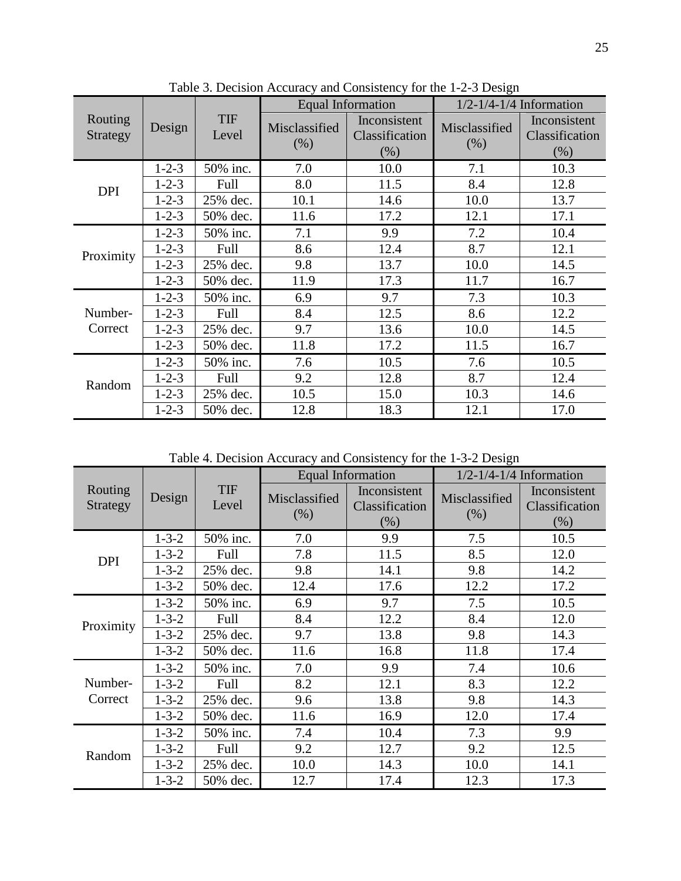Table 3. Decision Accuracy and Consistency for the 1-2-3 Design

| Routing Strategy | Design | TIF Level | Equal Information | | 1/2-1/4-1/4 Information | |
|---|---|---|---|---|---|---|
| | | | Misclassified (%) | Inconsistent Classification (%) | Misclassified (%) | Inconsistent Classification (%) |
| DPI | 1-2-3 | 50% inc. | 7.0 | 10.0 | 7.1 | 10.3 |
| | 1-2-3 | Full | 8.0 | 11.5 | 8.4 | 12.8 |
| | 1-2-3 | 25% dec. | 10.1 | 14.6 | 10.0 | 13.7 |
| | 1-2-3 | 50% dec. | 11.6 | 17.2 | 12.1 | 17.1 |
| Proximity | 1-2-3 | 50% inc. | 7.1 | 9.9 | 7.2 | 10.4 |
| | 1-2-3 | Full | 8.6 | 12.4 | 8.7 | 12.1 |
| | 1-2-3 | 25% dec. | 9.8 | 13.7 | 10.0 | 14.5 |
| | 1-2-3 | 50% dec. | 11.9 | 17.3 | 11.7 | 16.7 |
| Number-Correct | 1-2-3 | 50% inc. | 6.9 | 9.7 | 7.3 | 10.3 |
| | 1-2-3 | Full | 8.4 | 12.5 | 8.6 | 12.2 |
| | 1-2-3 | 25% dec. | 9.7 | 13.6 | 10.0 | 14.5 |
| | 1-2-3 | 50% dec. | 11.8 | 17.2 | 11.5 | 16.7 |
| Random | 1-2-3 | 50% inc. | 7.6 | 10.5 | 7.6 | 10.5 |
| | 1-2-3 | Full | 9.2 | 12.8 | 8.7 | 12.4 |
| | 1-2-3 | 25% dec. | 10.5 | 15.0 | 10.3 | 14.6 |
| | 1-2-3 | 50% dec. | 12.8 | 18.3 | 12.1 | 17.0 |

Table 4. Decision Accuracy and Consistency for the 1-3-2 Design

| Routing Strategy | Design | TIF Level | Equal Information | | 1/2-1/4-1/4 Information | |
|---|---|---|---|---|---|---|
| | | | Misclassified (%) | Inconsistent Classification (%) | Misclassified (%) | Inconsistent Classification (%) |
| DPI | 1-3-2 | 50% inc. | 7.0 | 9.9 | 7.5 | 10.5 |
| | 1-3-2 | Full | 7.8 | 11.5 | 8.5 | 12.0 |
| | 1-3-2 | 25% dec. | 9.8 | 14.1 | 9.8 | 14.2 |
| | 1-3-2 | 50% dec. | 12.4 | 17.6 | 12.2 | 17.2 |
| Proximity | 1-3-2 | 50% inc. | 6.9 | 9.7 | 7.5 | 10.5 |
| | 1-3-2 | Full | 8.4 | 12.2 | 8.4 | 12.0 |
| | 1-3-2 | 25% dec. | 9.7 | 13.8 | 9.8 | 14.3 |
| | 1-3-2 | 50% dec. | 11.6 | 16.8 | 11.8 | 17.4 |
| Number-Correct | 1-3-2 | 50% inc. | 7.0 | 9.9 | 7.4 | 10.6 |
| | 1-3-2 | Full | 8.2 | 12.1 | 8.3 | 12.2 |
| | 1-3-2 | 25% dec. | 9.6 | 13.8 | 9.8 | 14.3 |
| | 1-3-2 | 50% dec. | 11.6 | 16.9 | 12.0 | 17.4 |
| Random | 1-3-2 | 50% inc. | 7.4 | 10.4 | 7.3 | 9.9 |
| | 1-3-2 | Full | 9.2 | 12.7 | 9.2 | 12.5 |
| | 1-3-2 | 25% dec. | 10.0 | 14.3 | 10.0 | 14.1 |
| | 1-3-2 | 50% dec. | 12.7 | 17.4 | 12.3 | 17.3 |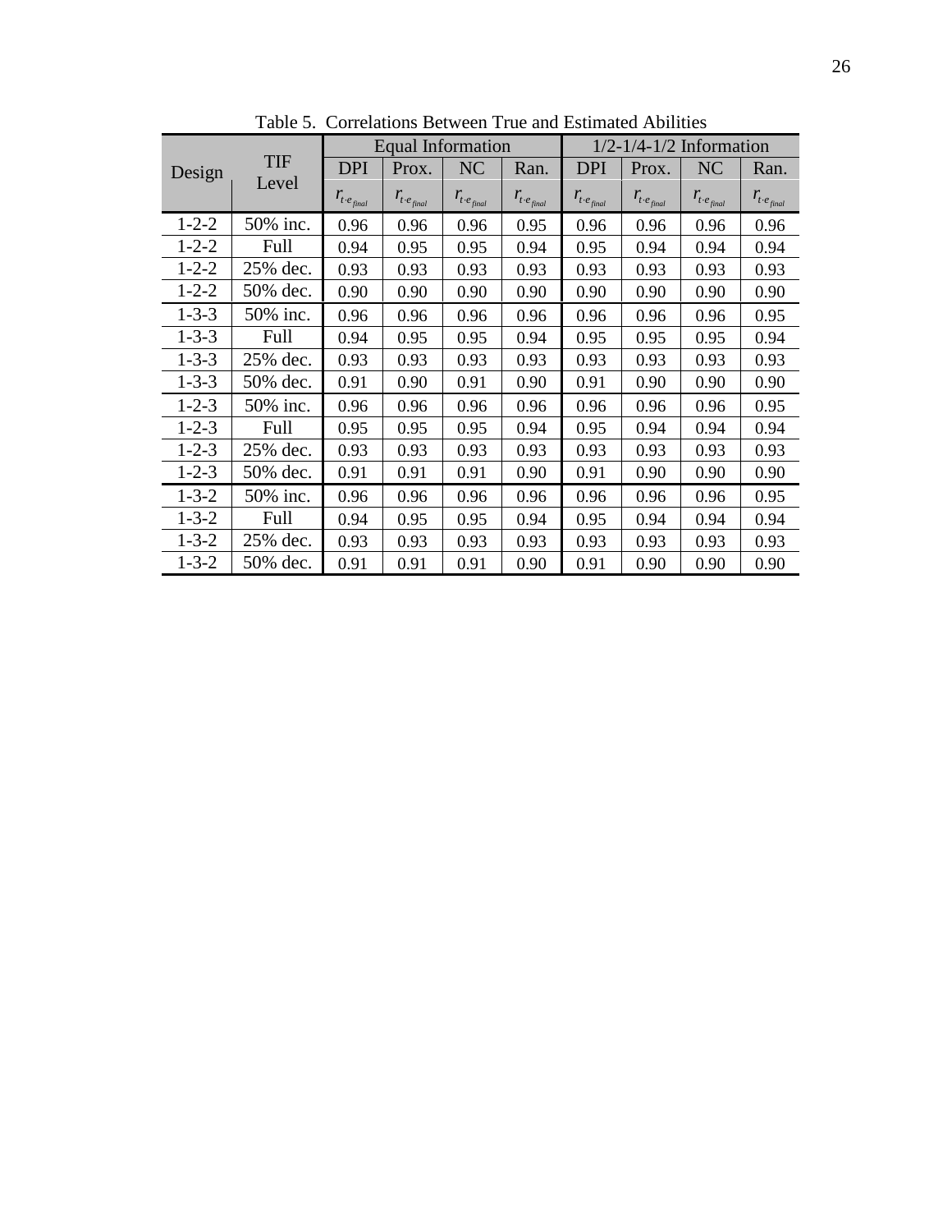Table 5. Correlations Between True and Estimated Abilities

| Design | TIF Level | Equal Information | | | | 1/2-1/4-1/2 Information | | | |
|---|---|---|---|---|---|---|---|---|---|
| | | DPI | Prox. | NC | Ran. | DPI | Prox. | NC | Ran. |
| | | $r_{t \cdot e_{final}}$ | $r_{t \cdot e_{final}}$ | $r_{t \cdot e_{final}}$ | $r_{t \cdot e_{final}}$ | $r_{t \cdot e_{final}}$ | $r_{t \cdot e_{final}}$ | $r_{t \cdot e_{final}}$ | $r_{t \cdot e_{final}}$ |
| 1-2-2 | 50% inc. | 0.96 | 0.96 | 0.96 | 0.95 | 0.96 | 0.96 | 0.96 | 0.96 |
| 1-2-2 | Full | 0.94 | 0.95 | 0.95 | 0.94 | 0.95 | 0.94 | 0.94 | 0.94 |
| 1-2-2 | 25% dec. | 0.93 | 0.93 | 0.93 | 0.93 | 0.93 | 0.93 | 0.93 | 0.93 |
| 1-2-2 | 50% dec. | 0.90 | 0.90 | 0.90 | 0.90 | 0.90 | 0.90 | 0.90 | 0.90 |
| 1-3-3 | 50% inc. | 0.96 | 0.96 | 0.96 | 0.96 | 0.96 | 0.96 | 0.96 | 0.95 |
| 1-3-3 | Full | 0.94 | 0.95 | 0.95 | 0.94 | 0.95 | 0.95 | 0.95 | 0.94 |
| 1-3-3 | 25% dec. | 0.93 | 0.93 | 0.93 | 0.93 | 0.93 | 0.93 | 0.93 | 0.93 |
| 1-3-3 | 50% dec. | 0.91 | 0.90 | 0.91 | 0.90 | 0.91 | 0.90 | 0.90 | 0.90 |
| 1-2-3 | 50% inc. | 0.96 | 0.96 | 0.96 | 0.96 | 0.96 | 0.96 | 0.96 | 0.95 |
| 1-2-3 | Full | 0.95 | 0.95 | 0.95 | 0.94 | 0.95 | 0.94 | 0.94 | 0.94 |
| 1-2-3 | 25% dec. | 0.93 | 0.93 | 0.93 | 0.93 | 0.93 | 0.93 | 0.93 | 0.93 |
| 1-2-3 | 50% dec. | 0.91 | 0.91 | 0.91 | 0.90 | 0.91 | 0.90 | 0.90 | 0.90 |
| 1-3-2 | 50% inc. | 0.96 | 0.96 | 0.96 | 0.96 | 0.96 | 0.96 | 0.96 | 0.95 |
| 1-3-2 | Full | 0.94 | 0.95 | 0.95 | 0.94 | 0.95 | 0.94 | 0.94 | 0.94 |
| 1-3-2 | 25% dec. | 0.93 | 0.93 | 0.93 | 0.93 | 0.93 | 0.93 | 0.93 | 0.93 |
| 1-3-2 | 50% dec. | 0.91 | 0.91 | 0.91 | 0.90 | 0.91 | 0.90 | 0.90 | 0.90 |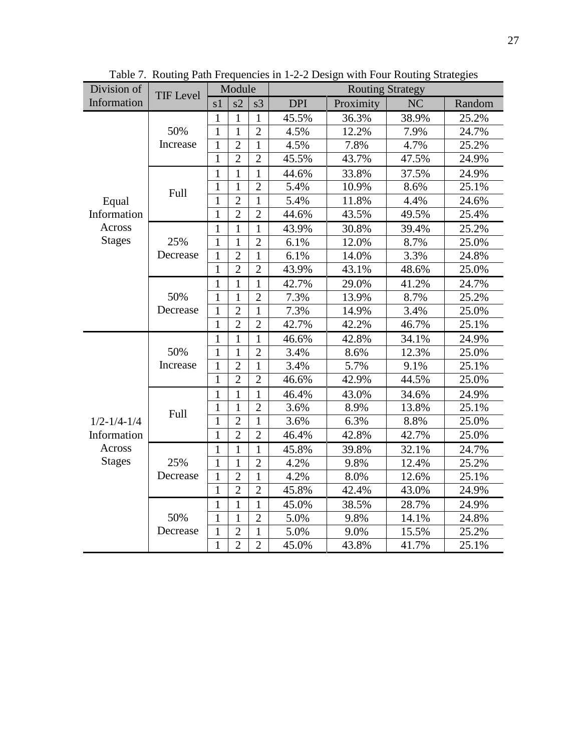Table 7. Routing Path Frequencies in 1-2-2 Design with Four Routing Strategies

| Division of Information | TIF Level | Module | | | Routing Strategy | | | |
|---|---|---|---|---|---|---|---|---|
| | | s1 | s2 | s3 | DPI | Proximity | NC | Random |
| Equal Information Across Stages | 50% Increase | 1 | 1 | 1 | 45.5% | 36.3% | 38.9% | 25.2% |
| | | 1 | 1 | 2 | 4.5% | 12.2% | 7.9% | 24.7% |
| | | 1 | 2 | 1 | 4.5% | 7.8% | 4.7% | 25.2% |
| | | 1 | 2 | 2 | 45.5% | 43.7% | 47.5% | 24.9% |
| | Full | 1 | 1 | 1 | 44.6% | 33.8% | 37.5% | 24.9% |
| | | 1 | 1 | 2 | 5.4% | 10.9% | 8.6% | 25.1% |
| | | 1 | 2 | 1 | 5.4% | 11.8% | 4.4% | 24.6% |
| | | 1 | 2 | 2 | 44.6% | 43.5% | 49.5% | 25.4% |
| | 25% Decrease | 1 | 1 | 1 | 43.9% | 30.8% | 39.4% | 25.2% |
| | | 1 | 1 | 2 | 6.1% | 12.0% | 8.7% | 25.0% |
| | | 1 | 2 | 1 | 6.1% | 14.0% | 3.3% | 24.8% |
| | | 1 | 2 | 2 | 43.9% | 43.1% | 48.6% | 25.0% |
| | 50% Decrease | 1 | 1 | 1 | 42.7% | 29.0% | 41.2% | 24.7% |
| | | 1 | 1 | 2 | 7.3% | 13.9% | 8.7% | 25.2% |
| | | 1 | 2 | 1 | 7.3% | 14.9% | 3.4% | 25.0% |
| | | 1 | 2 | 2 | 42.7% | 42.2% | 46.7% | 25.1% |
| 1/2-1/4-1/4 Information Across Stages | 50% Increase | 1 | 1 | 1 | 46.6% | 42.8% | 34.1% | 24.9% |
| | | 1 | 1 | 2 | 3.4% | 8.6% | 12.3% | 25.0% |
| | | 1 | 2 | 1 | 3.4% | 5.7% | 9.1% | 25.1% |
| | | 1 | 2 | 2 | 46.6% | 42.9% | 44.5% | 25.0% |
| | Full | 1 | 1 | 1 | 46.4% | 43.0% | 34.6% | 24.9% |
| | | 1 | 1 | 2 | 3.6% | 8.9% | 13.8% | 25.1% |
| | | 1 | 2 | 1 | 3.6% | 6.3% | 8.8% | 25.0% |
| | | 1 | 2 | 2 | 46.4% | 42.8% | 42.7% | 25.0% |
| | 25% Decrease | 1 | 1 | 1 | 45.8% | 39.8% | 32.1% | 24.7% |
| | | 1 | 1 | 2 | 4.2% | 9.8% | 12.4% | 25.2% |
| | | 1 | 2 | 1 | 4.2% | 8.0% | 12.6% | 25.1% |
| | | 1 | 2 | 2 | 45.8% | 42.4% | 43.0% | 24.9% |
| | 50% Decrease | 1 | 1 | 1 | 45.0% | 38.5% | 28.7% | 24.9% |
| | | 1 | 1 | 2 | 5.0% | 9.8% | 14.1% | 24.8% |
| | | 1 | 2 | 1 | 5.0% | 9.0% | 15.5% | 25.2% |
| | | 1 | 2 | 2 | 45.0% | 43.8% | 41.7% | 25.1% |